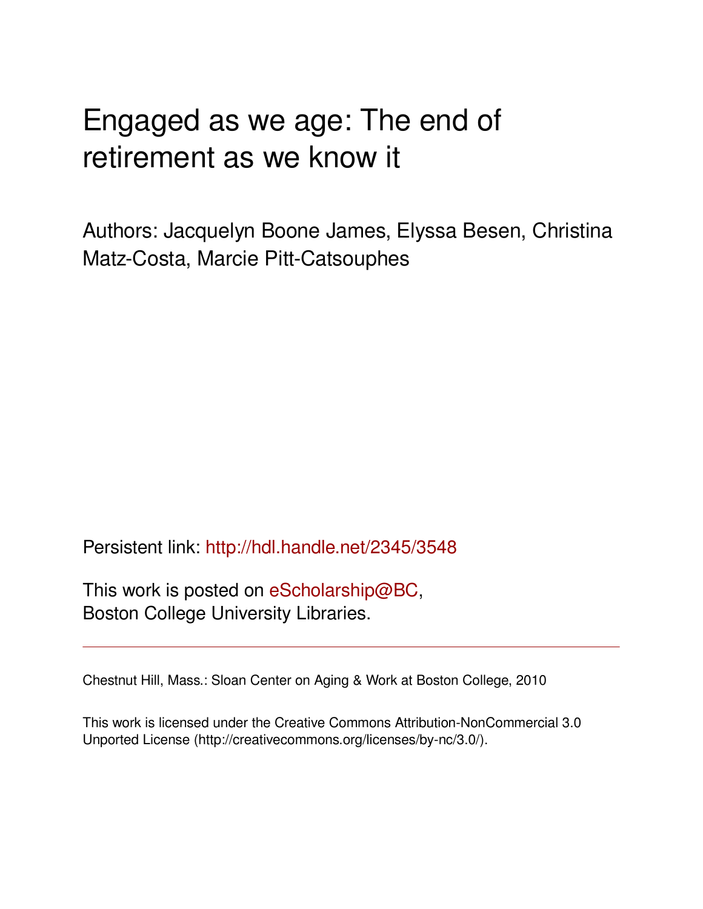# Engaged as we age: The end of retirement as we know it

Authors: Jacquelyn Boone James, Elyssa Besen, Christina Matz-Costa, Marcie Pitt-Catsouphes

Persistent link: http://hdl.handle.net/2345/3548

This work is posted on eScholarship@BC, Boston College University Libraries.

---

Chestnut Hill, Mass.: Sloan Center on Aging & Work at Boston College, 2010

This work is licensed under the Creative Commons Attribution-NonCommercial 3.0 Unported License (http://creativecommons.org/licenses/by-nc/3.0/).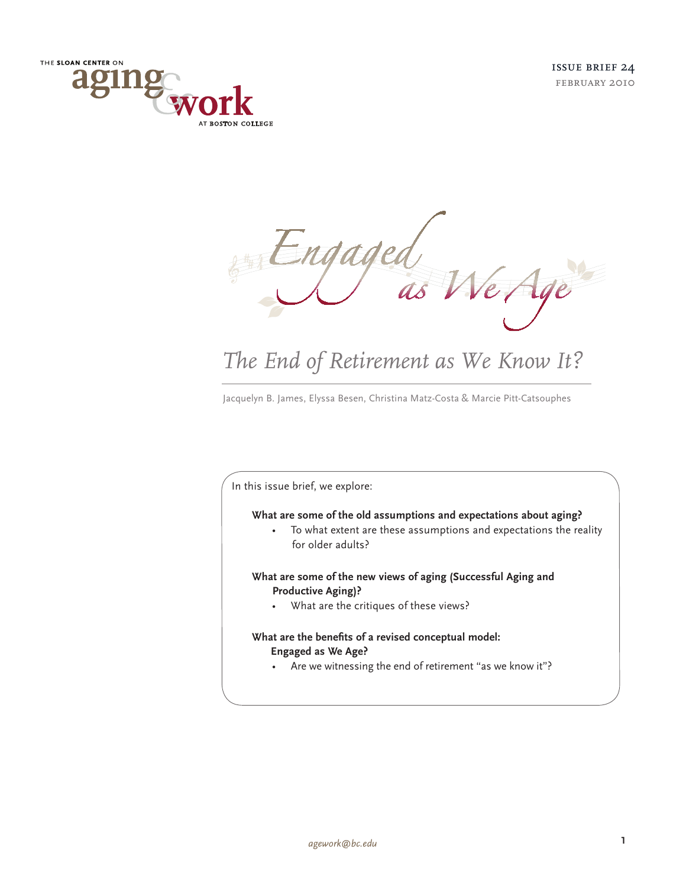THE SLOAN CENTER ON **aging & work** AT BOSTON COLLEGE

ISSUE BRIEF 24
FEBRUARY 2010

# Engaged as We Age

## *The End of Retirement as We Know It?*

Jacquelyn B. James, Elyssa Besen, Christina Matz-Costa & Marcie Pitt-Catsouphes

In this issue brief, we explore:

**What are some of the old assumptions and expectations about aging?**

- To what extent are these assumptions and expectations the reality for older adults?

**What are some of the new views of aging (Successful Aging and Productive Aging)?**

- What are the critiques of these views?

**What are the benefits of a revised conceptual model: Engaged as We Age?**

- Are we witnessing the end of retirement "as we know it"?

*agework@bc.edu*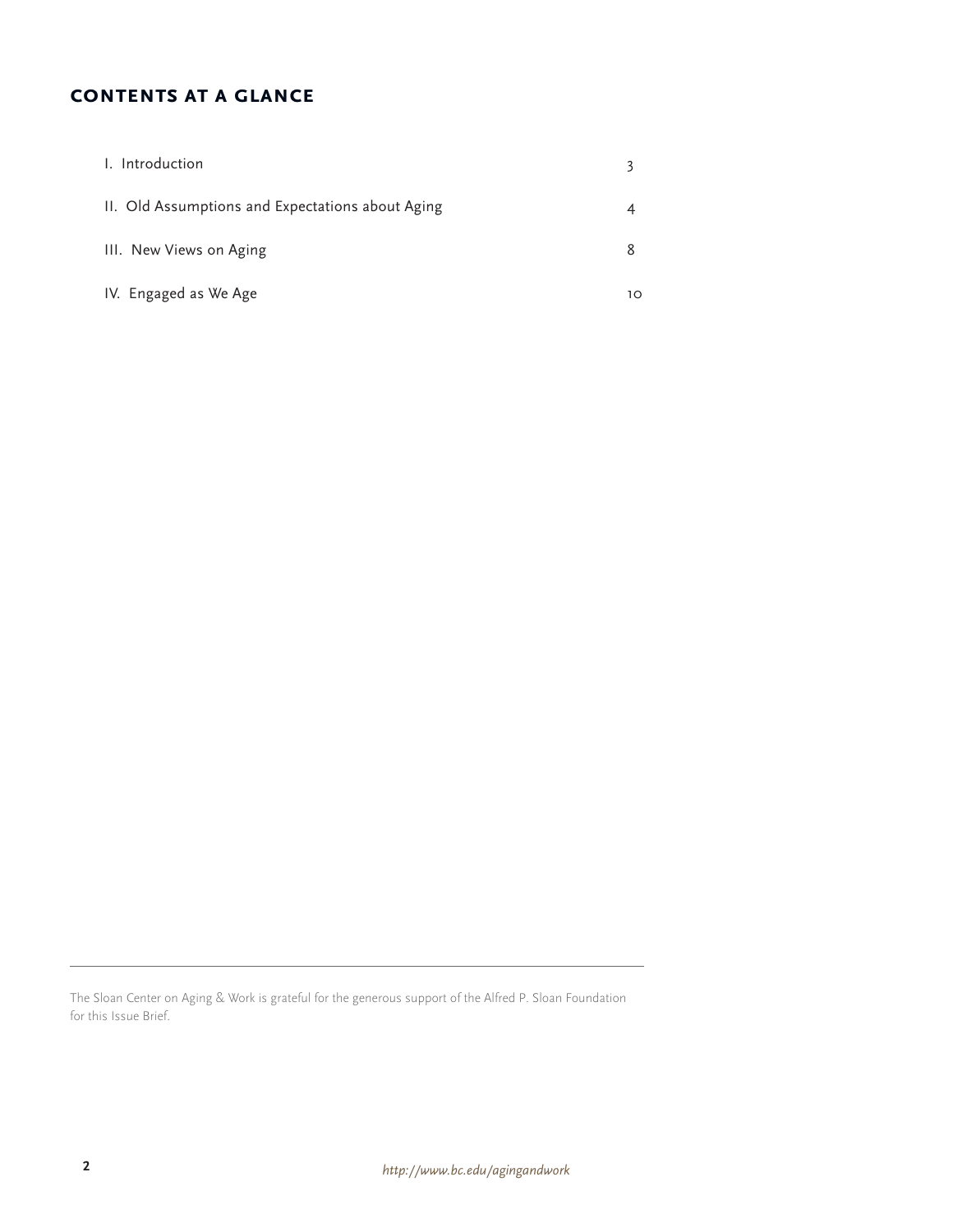## CONTENTS AT A GLANCE

| | |
|---|---|
| I. Introduction | 3 |
| II. Old Assumptions and Expectations about Aging | 4 |
| III. New Views on Aging | 8 |
| IV. Engaged as We Age | 10 |

---

The Sloan Center on Aging & Work is grateful for the generous support of the Alfred P. Sloan Foundation for this Issue Brief.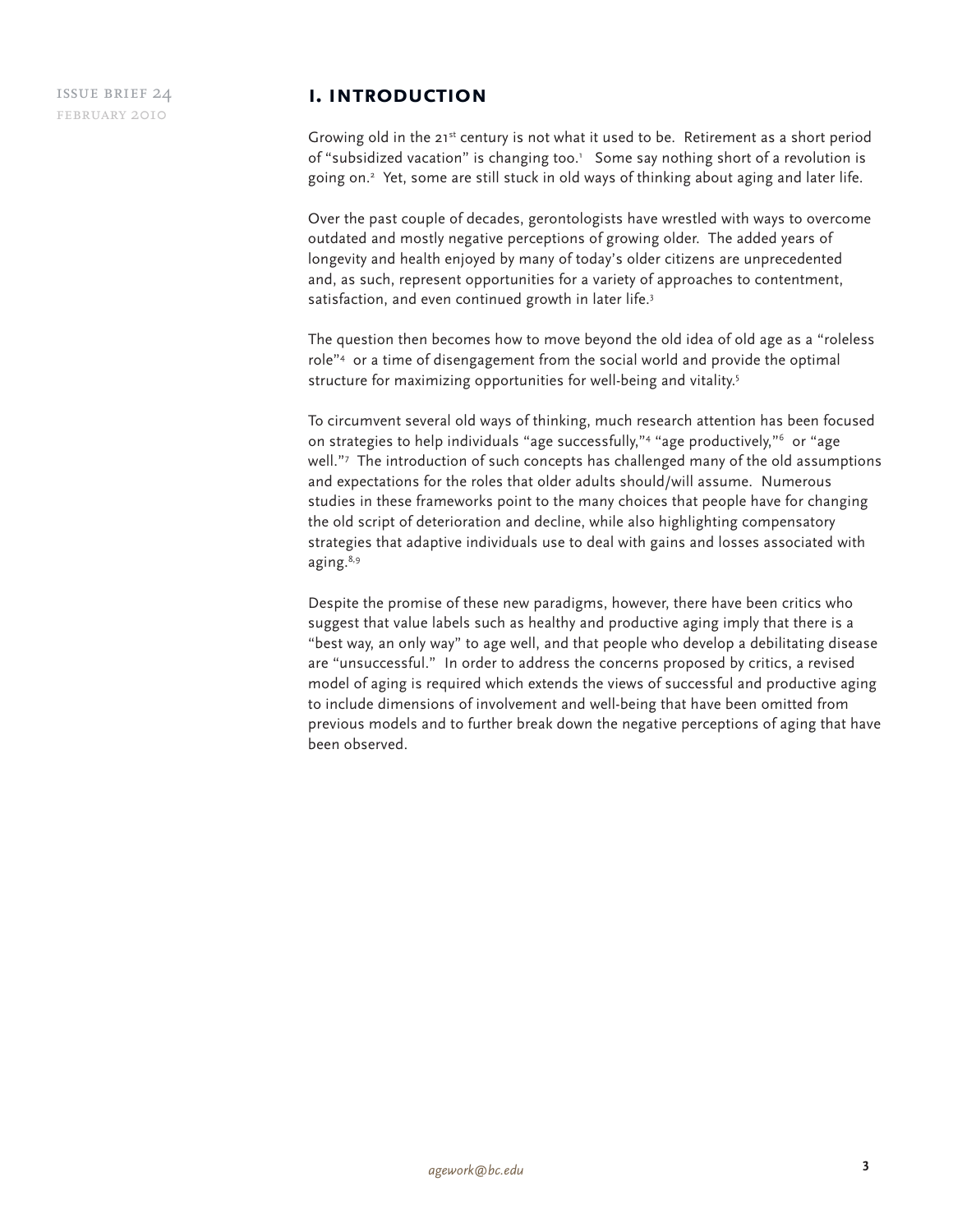# I. Introduction

Growing old in the 21st century is not what it used to be. Retirement as a short period of "subsidized vacation" is changing too.[1] Some say nothing short of a revolution is going on.[2] Yet, some are still stuck in old ways of thinking about aging and later life.

Over the past couple of decades, gerontologists have wrestled with ways to overcome outdated and mostly negative perceptions of growing older. The added years of longevity and health enjoyed by many of today's older citizens are unprecedented and, as such, represent opportunities for a variety of approaches to contentment, satisfaction, and even continued growth in later life.[3]

The question then becomes how to move beyond the old idea of old age as a "roleless role"[4] or a time of disengagement from the social world and provide the optimal structure for maximizing opportunities for well-being and vitality.[5]

To circumvent several old ways of thinking, much research attention has been focused on strategies to help individuals "age successfully,"[4] "age productively,"[6] or "age well."[7] The introduction of such concepts has challenged many of the old assumptions and expectations for the roles that older adults should/will assume. Numerous studies in these frameworks point to the many choices that people have for changing the old script of deterioration and decline, while also highlighting compensatory strategies that adaptive individuals use to deal with gains and losses associated with aging.[8,9]

Despite the promise of these new paradigms, however, there have been critics who suggest that value labels such as healthy and productive aging imply that there is a "best way, an only way" to age well, and that people who develop a debilitating disease are "unsuccessful." In order to address the concerns proposed by critics, a revised model of aging is required which extends the views of successful and productive aging to include dimensions of involvement and well-being that have been omitted from previous models and to further break down the negative perceptions of aging that have been observed.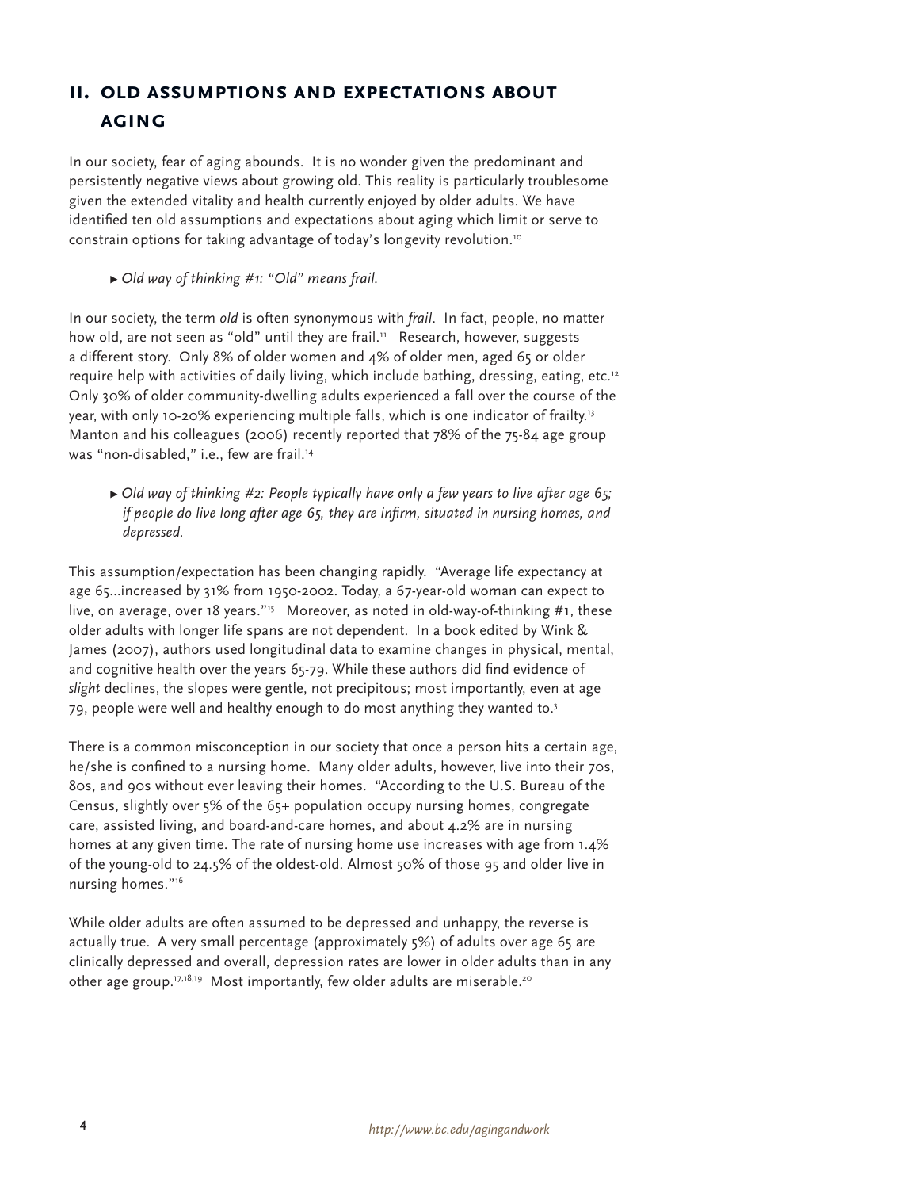## II. OLD ASSUMPTIONS AND EXPECTATIONS ABOUT AGING

In our society, fear of aging abounds. It is no wonder given the predominant and persistently negative views about growing old. This reality is particularly troublesome given the extended vitality and health currently enjoyed by older adults. We have identified ten old assumptions and expectations about aging which limit or serve to constrain options for taking advantage of today's longevity revolution.[10]

- ▶ *Old way of thinking #1: "Old" means frail.*

In our society, the term *old* is often synonymous with *frail*. In fact, people, no matter how old, are not seen as "old" until they are frail.[11] Research, however, suggests a different story. Only 8% of older women and 4% of older men, aged 65 or older require help with activities of daily living, which include bathing, dressing, eating, etc.[12] Only 30% of older community-dwelling adults experienced a fall over the course of the year, with only 10-20% experiencing multiple falls, which is one indicator of frailty.[13] Manton and his colleagues (2006) recently reported that 78% of the 75-84 age group was "non-disabled," i.e., few are frail.[14]

- ▶ *Old way of thinking #2: People typically have only a few years to live after age 65; if people do live long after age 65, they are infirm, situated in nursing homes, and depressed.*

This assumption/expectation has been changing rapidly. "Average life expectancy at age 65...increased by 31% from 1950-2002. Today, a 67-year-old woman can expect to live, on average, over 18 years."[15] Moreover, as noted in old-way-of-thinking #1, these older adults with longer life spans are not dependent. In a book edited by Wink & James (2007), authors used longitudinal data to examine changes in physical, mental, and cognitive health over the years 65-79. While these authors did find evidence of *slight* declines, the slopes were gentle, not precipitous; most importantly, even at age 79, people were well and healthy enough to do most anything they wanted to.[3]

There is a common misconception in our society that once a person hits a certain age, he/she is confined to a nursing home. Many older adults, however, live into their 70s, 80s, and 90s without ever leaving their homes. "According to the U.S. Bureau of the Census, slightly over 5% of the 65+ population occupy nursing homes, congregate care, assisted living, and board-and-care homes, and about 4.2% are in nursing homes at any given time. The rate of nursing home use increases with age from 1.4% of the young-old to 24.5% of the oldest-old. Almost 50% of those 95 and older live in nursing homes."[16]

While older adults are often assumed to be depressed and unhappy, the reverse is actually true. A very small percentage (approximately 5%) of adults over age 65 are clinically depressed and overall, depression rates are lower in older adults than in any other age group.[17,18,19] Most importantly, few older adults are miserable.[20]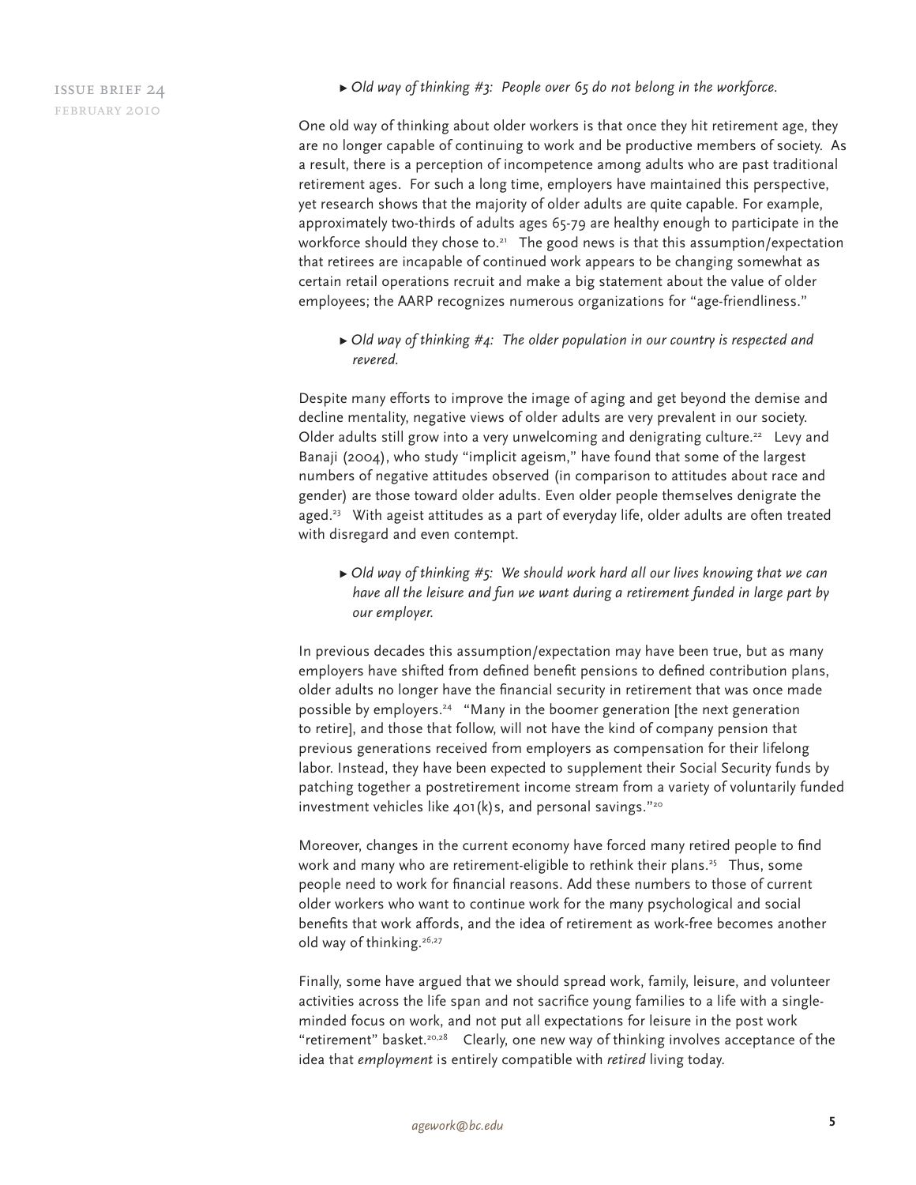► *Old way of thinking #3: People over 65 do not belong in the workforce.*

One old way of thinking about older workers is that once they hit retirement age, they are no longer capable of continuing to work and be productive members of society. As a result, there is a perception of incompetence among adults who are past traditional retirement ages. For such a long time, employers have maintained this perspective, yet research shows that the majority of older adults are quite capable. For example, approximately two-thirds of adults ages 65-79 are healthy enough to participate in the workforce should they chose to.[21] The good news is that this assumption/expectation that retirees are incapable of continued work appears to be changing somewhat as certain retail operations recruit and make a big statement about the value of older employees; the AARP recognizes numerous organizations for "age-friendliness."

► *Old way of thinking #4: The older population in our country is respected and revered.*

Despite many efforts to improve the image of aging and get beyond the demise and decline mentality, negative views of older adults are very prevalent in our society. Older adults still grow into a very unwelcoming and denigrating culture.[22] Levy and Banaji (2004), who study "implicit ageism," have found that some of the largest numbers of negative attitudes observed (in comparison to attitudes about race and gender) are those toward older adults. Even older people themselves denigrate the aged.[23] With ageist attitudes as a part of everyday life, older adults are often treated with disregard and even contempt.

► *Old way of thinking #5: We should work hard all our lives knowing that we can have all the leisure and fun we want during a retirement funded in large part by our employer.*

In previous decades this assumption/expectation may have been true, but as many employers have shifted from defined benefit pensions to defined contribution plans, older adults no longer have the financial security in retirement that was once made possible by employers.[24] "Many in the boomer generation [the next generation to retire], and those that follow, will not have the kind of company pension that previous generations received from employers as compensation for their lifelong labor. Instead, they have been expected to supplement their Social Security funds by patching together a postretirement income stream from a variety of voluntarily funded investment vehicles like 401(k)s, and personal savings."[20]

Moreover, changes in the current economy have forced many retired people to find work and many who are retirement-eligible to rethink their plans.[25] Thus, some people need to work for financial reasons. Add these numbers to those of current older workers who want to continue work for the many psychological and social benefits that work affords, and the idea of retirement as work-free becomes another old way of thinking.[26,27]

Finally, some have argued that we should spread work, family, leisure, and volunteer activities across the life span and not sacrifice young families to a life with a single-minded focus on work, and not put all expectations for leisure in the post work "retirement" basket.[20,28] Clearly, one new way of thinking involves acceptance of the idea that *employment* is entirely compatible with *retired* living today.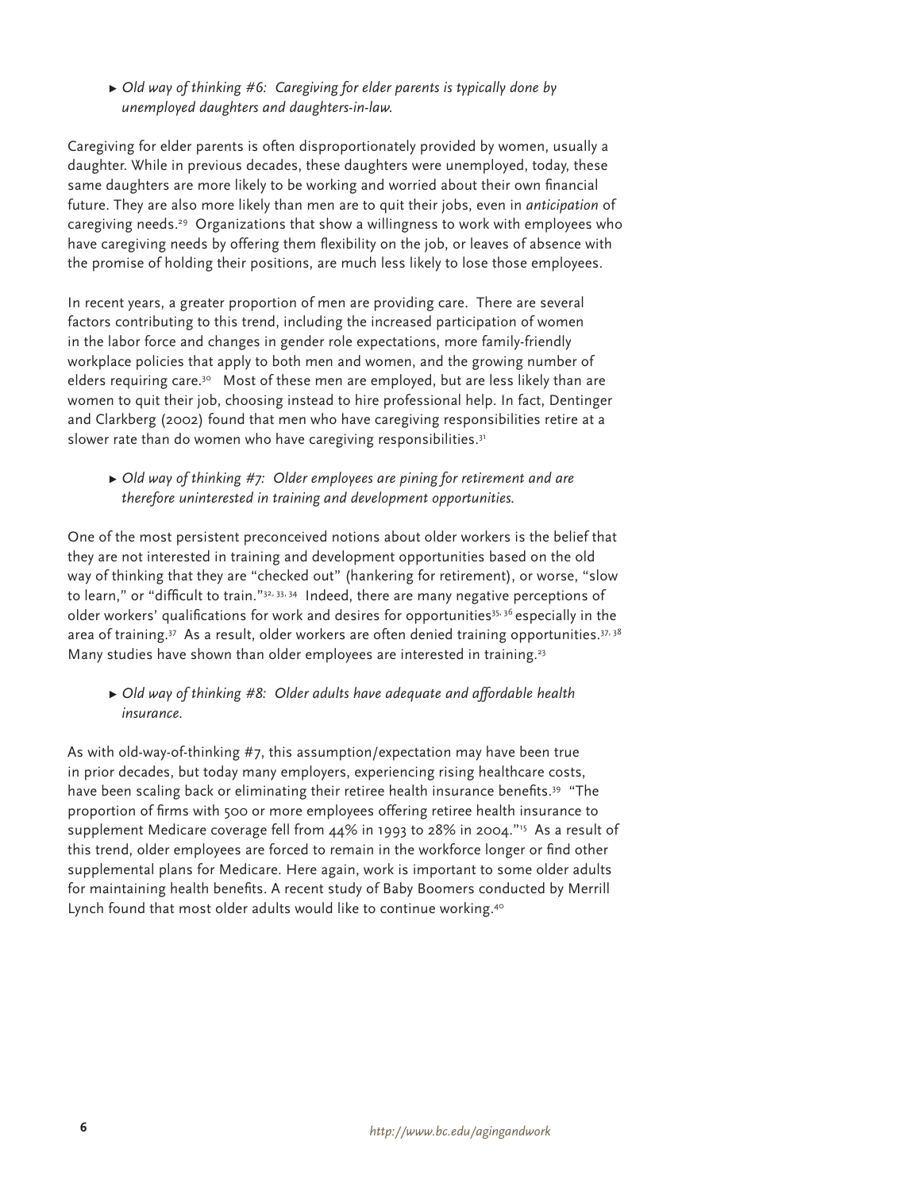► *Old way of thinking #6: Caregiving for elder parents is typically done by unemployed daughters and daughters-in-law.*

Caregiving for elder parents is often disproportionately provided by women, usually a daughter. While in previous decades, these daughters were unemployed, today, these same daughters are more likely to be working and worried about their own financial future. They are also more likely than men are to quit their jobs, even in *anticipation* of caregiving needs.[29] Organizations that show a willingness to work with employees who have caregiving needs by offering them flexibility on the job, or leaves of absence with the promise of holding their positions, are much less likely to lose those employees.

In recent years, a greater proportion of men are providing care. There are several factors contributing to this trend, including the increased participation of women in the labor force and changes in gender role expectations, more family-friendly workplace policies that apply to both men and women, and the growing number of elders requiring care.[30] Most of these men are employed, but are less likely than are women to quit their job, choosing instead to hire professional help. In fact, Dentinger and Clarkberg (2002) found that men who have caregiving responsibilities retire at a slower rate than do women who have caregiving responsibilities.[31]

► *Old way of thinking #7: Older employees are pining for retirement and are therefore uninterested in training and development opportunities.*

One of the most persistent preconceived notions about older workers is the belief that they are not interested in training and development opportunities based on the old way of thinking that they are "checked out" (hankering for retirement), or worse, "slow to learn," or "difficult to train."[32, 33, 34] Indeed, there are many negative perceptions of older workers' qualifications for work and desires for opportunities[35, 36] especially in the area of training.[37] As a result, older workers are often denied training opportunities.[37, 38] Many studies have shown than older employees are interested in training.[23]

► *Old way of thinking #8: Older adults have adequate and affordable health insurance.*

As with old-way-of-thinking #7, this assumption/expectation may have been true in prior decades, but today many employers, experiencing rising healthcare costs, have been scaling back or eliminating their retiree health insurance benefits.[39] "The proportion of firms with 500 or more employees offering retiree health insurance to supplement Medicare coverage fell from 44% in 1993 to 28% in 2004."[15] As a result of this trend, older employees are forced to remain in the workforce longer or find other supplemental plans for Medicare. Here again, work is important to some older adults for maintaining health benefits. A recent study of Baby Boomers conducted by Merrill Lynch found that most older adults would like to continue working.[40]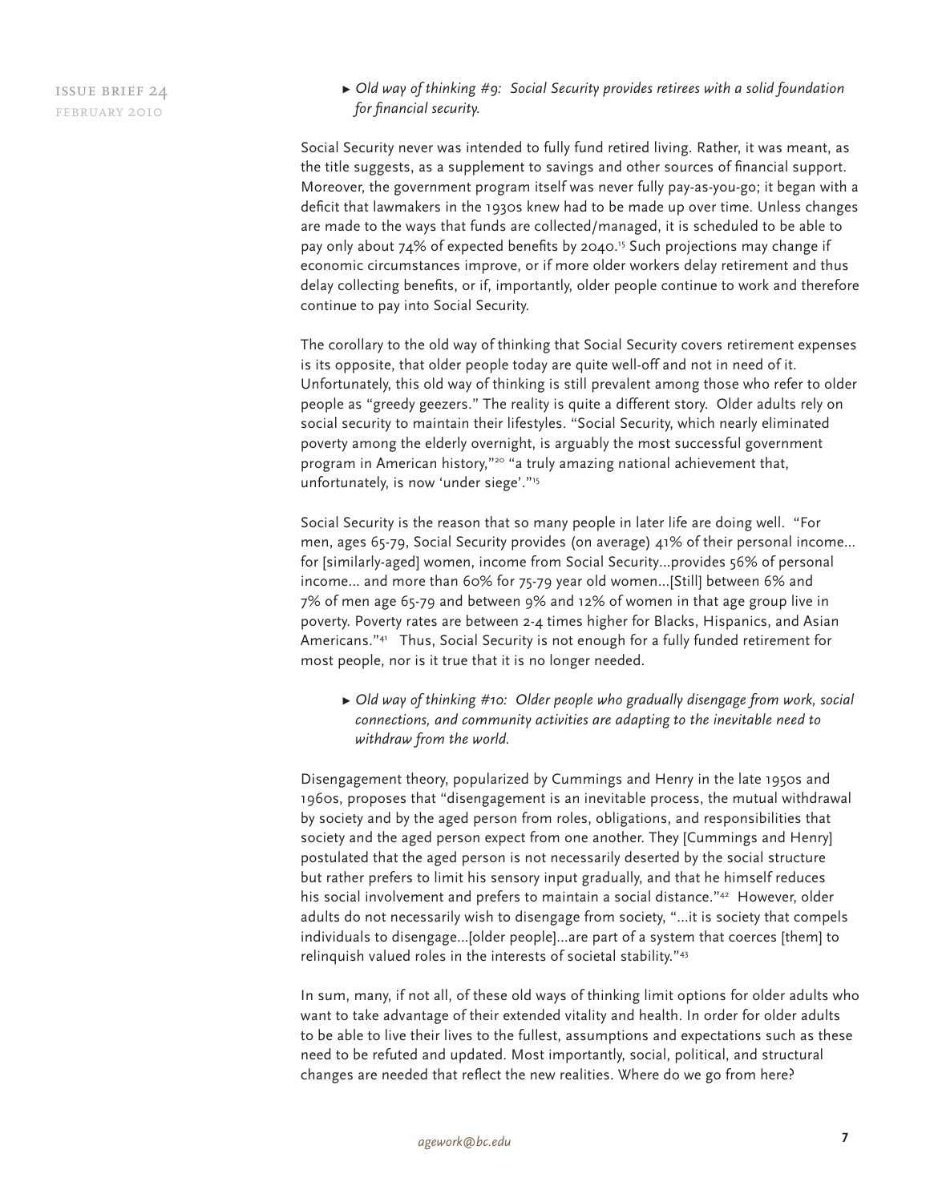- *Old way of thinking #9: Social Security provides retirees with a solid foundation for financial security.*

Social Security never was intended to fully fund retired living. Rather, it was meant, as the title suggests, as a supplement to savings and other sources of financial support. Moreover, the government program itself was never fully pay-as-you-go; it began with a deficit that lawmakers in the 1930s knew had to be made up over time. Unless changes are made to the ways that funds are collected/managed, it is scheduled to be able to pay only about 74% of expected benefits by 2040.[15] Such projections may change if economic circumstances improve, or if more older workers delay retirement and thus delay collecting benefits, or if, importantly, older people continue to work and therefore continue to pay into Social Security.

The corollary to the old way of thinking that Social Security covers retirement expenses is its opposite, that older people today are quite well-off and not in need of it. Unfortunately, this old way of thinking is still prevalent among those who refer to older people as "greedy geezers." The reality is quite a different story. Older adults rely on social security to maintain their lifestyles. "Social Security, which nearly eliminated poverty among the elderly overnight, is arguably the most successful government program in American history,"[20] "a truly amazing national achievement that, unfortunately, is now 'under siege'."[15]

Social Security is the reason that so many people in later life are doing well. "For men, ages 65-79, Social Security provides (on average) 41% of their personal income... for [similarly-aged] women, income from Social Security...provides 56% of personal income... and more than 60% for 75-79 year old women...[Still] between 6% and 7% of men age 65-79 and between 9% and 12% of women in that age group live in poverty. Poverty rates are between 2-4 times higher for Blacks, Hispanics, and Asian Americans."[41] Thus, Social Security is not enough for a fully funded retirement for most people, nor is it true that it is no longer needed.

- *Old way of thinking #10: Older people who gradually disengage from work, social connections, and community activities are adapting to the inevitable need to withdraw from the world.*

Disengagement theory, popularized by Cummings and Henry in the late 1950s and 1960s, proposes that "disengagement is an inevitable process, the mutual withdrawal by society and by the aged person from roles, obligations, and responsibilities that society and the aged person expect from one another. They [Cummings and Henry] postulated that the aged person is not necessarily deserted by the social structure but rather prefers to limit his sensory input gradually, and that he himself reduces his social involvement and prefers to maintain a social distance."[42] However, older adults do not necessarily wish to disengage from society, "...it is society that compels individuals to disengage...[older people]...are part of a system that coerces [them] to relinquish valued roles in the interests of societal stability."[43]

In sum, many, if not all, of these old ways of thinking limit options for older adults who want to take advantage of their extended vitality and health. In order for older adults to be able to live their lives to the fullest, assumptions and expectations such as these need to be refuted and updated. Most importantly, social, political, and structural changes are needed that reflect the new realities. Where do we go from here?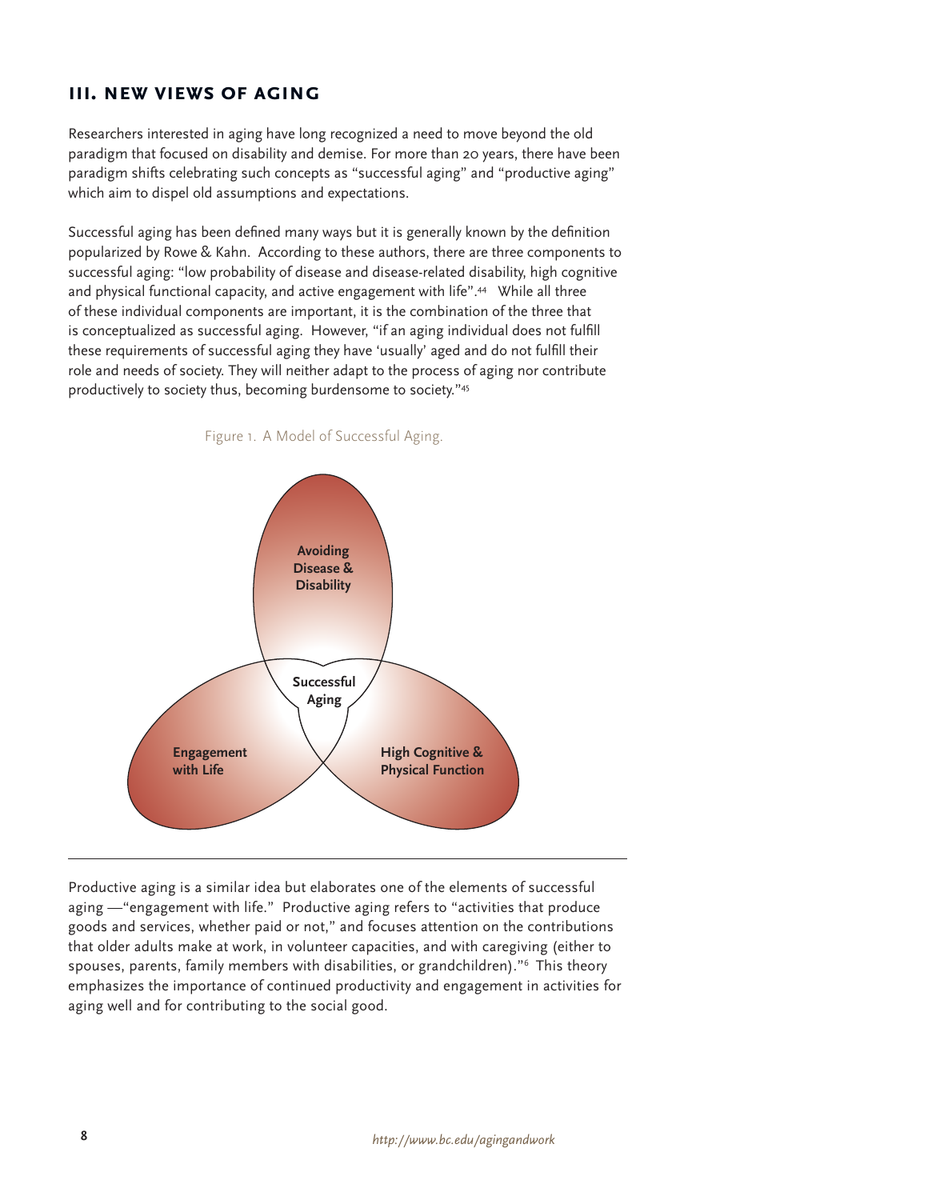## III. NEW VIEWS OF AGING

Researchers interested in aging have long recognized a need to move beyond the old paradigm that focused on disability and demise. For more than 20 years, there have been paradigm shifts celebrating such concepts as "successful aging" and "productive aging" which aim to dispel old assumptions and expectations.

Successful aging has been defined many ways but it is generally known by the definition popularized by Rowe & Kahn. According to these authors, there are three components to successful aging: "low probability of disease and disease-related disability, high cognitive and physical functional capacity, and active engagement with life".[44] While all three of these individual components are important, it is the combination of the three that is conceptualized as successful aging. However, "if an aging individual does not fulfill these requirements of successful aging they have 'usually' aged and do not fulfill their role and needs of society. They will neither adapt to the process of aging nor contribute productively to society thus, becoming burdensome to society."[45]

Figure 1. A Model of Successful Aging.

Avoiding Disease & Disability

Successful Aging

Engagement with Life

High Cognitive & Physical Function

Productive aging is a similar idea but elaborates one of the elements of successful aging —"engagement with life." Productive aging refers to "activities that produce goods and services, whether paid or not," and focuses attention on the contributions that older adults make at work, in volunteer capacities, and with caregiving (either to spouses, parents, family members with disabilities, or grandchildren)."[6] This theory emphasizes the importance of continued productivity and engagement in activities for aging well and for contributing to the social good.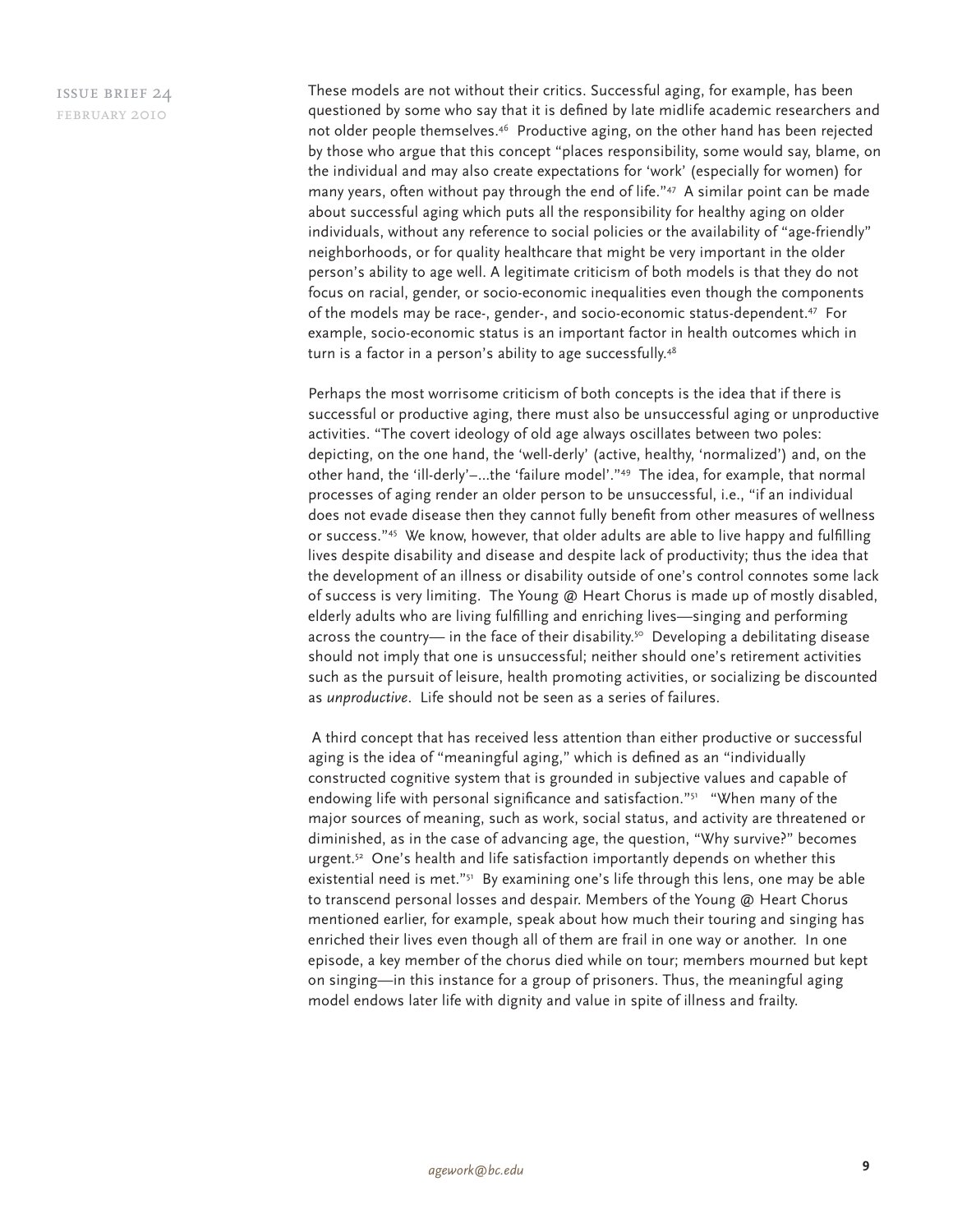These models are not without their critics. Successful aging, for example, has been questioned by some who say that it is defined by late midlife academic researchers and not older people themselves.[46] Productive aging, on the other hand has been rejected by those who argue that this concept "places responsibility, some would say, blame, on the individual and may also create expectations for 'work' (especially for women) for many years, often without pay through the end of life."[47] A similar point can be made about successful aging which puts all the responsibility for healthy aging on older individuals, without any reference to social policies or the availability of "age-friendly" neighborhoods, or for quality healthcare that might be very important in the older person's ability to age well. A legitimate criticism of both models is that they do not focus on racial, gender, or socio-economic inequalities even though the components of the models may be race-, gender-, and socio-economic status-dependent.[47] For example, socio-economic status is an important factor in health outcomes which in turn is a factor in a person's ability to age successfully.[48]

Perhaps the most worrisome criticism of both concepts is the idea that if there is successful or productive aging, there must also be unsuccessful aging or unproductive activities. "The covert ideology of old age always oscillates between two poles: depicting, on the one hand, the 'well-derly' (active, healthy, 'normalized') and, on the other hand, the 'ill-derly'–...the 'failure model'."[49] The idea, for example, that normal processes of aging render an older person to be unsuccessful, i.e., "if an individual does not evade disease then they cannot fully benefit from other measures of wellness or success."[45] We know, however, that older adults are able to live happy and fulfilling lives despite disability and disease and despite lack of productivity; thus the idea that the development of an illness or disability outside of one's control connotes some lack of success is very limiting. The Young @ Heart Chorus is made up of mostly disabled, elderly adults who are living fulfilling and enriching lives—singing and performing across the country— in the face of their disability.[50] Developing a debilitating disease should not imply that one is unsuccessful; neither should one's retirement activities such as the pursuit of leisure, health promoting activities, or socializing be discounted as *unproductive*. Life should not be seen as a series of failures.

A third concept that has received less attention than either productive or successful aging is the idea of "meaningful aging," which is defined as an "individually constructed cognitive system that is grounded in subjective values and capable of endowing life with personal significance and satisfaction."[51] "When many of the major sources of meaning, such as work, social status, and activity are threatened or diminished, as in the case of advancing age, the question, "Why survive?" becomes urgent.[52] One's health and life satisfaction importantly depends on whether this existential need is met."[51] By examining one's life through this lens, one may be able to transcend personal losses and despair. Members of the Young @ Heart Chorus mentioned earlier, for example, speak about how much their touring and singing has enriched their lives even though all of them are frail in one way or another. In one episode, a key member of the chorus died while on tour; members mourned but kept on singing—in this instance for a group of prisoners. Thus, the meaningful aging model endows later life with dignity and value in spite of illness and frailty.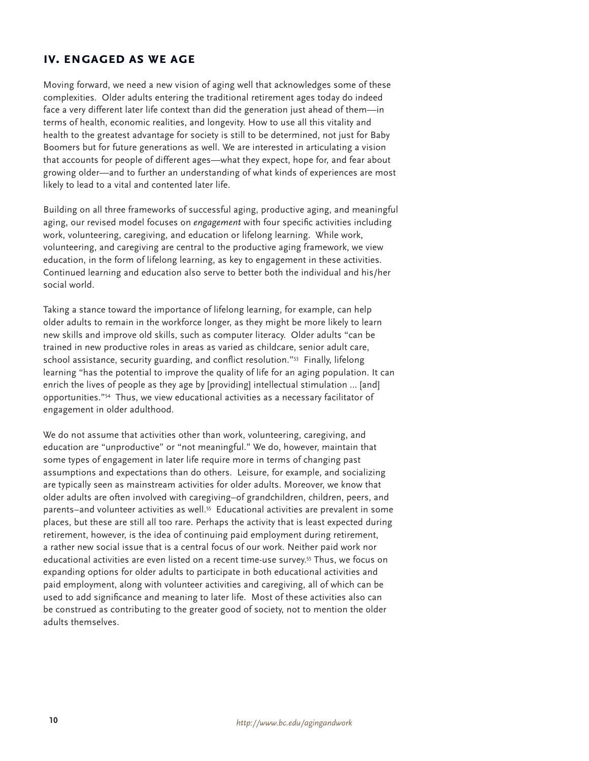## IV. ENGAGED AS WE AGE

Moving forward, we need a new vision of aging well that acknowledges some of these complexities. Older adults entering the traditional retirement ages today do indeed face a very different later life context than did the generation just ahead of them—in terms of health, economic realities, and longevity. How to use all this vitality and health to the greatest advantage for society is still to be determined, not just for Baby Boomers but for future generations as well. We are interested in articulating a vision that accounts for people of different ages—what they expect, hope for, and fear about growing older—and to further an understanding of what kinds of experiences are most likely to lead to a vital and contented later life.

Building on all three frameworks of successful aging, productive aging, and meaningful aging, our revised model focuses on *engagement* with four specific activities including work, volunteering, caregiving, and education or lifelong learning. While work, volunteering, and caregiving are central to the productive aging framework, we view education, in the form of lifelong learning, as key to engagement in these activities. Continued learning and education also serve to better both the individual and his/her social world.

Taking a stance toward the importance of lifelong learning, for example, can help older adults to remain in the workforce longer, as they might be more likely to learn new skills and improve old skills, such as computer literacy. Older adults "can be trained in new productive roles in areas as varied as childcare, senior adult care, school assistance, security guarding, and conflict resolution."[53] Finally, lifelong learning "has the potential to improve the quality of life for an aging population. It can enrich the lives of people as they age by [providing] intellectual stimulation ... [and] opportunities."[54] Thus, we view educational activities as a necessary facilitator of engagement in older adulthood.

We do not assume that activities other than work, volunteering, caregiving, and education are "unproductive" or "not meaningful." We do, however, maintain that some types of engagement in later life require more in terms of changing past assumptions and expectations than do others. Leisure, for example, and socializing are typically seen as mainstream activities for older adults. Moreover, we know that older adults are often involved with caregiving–of grandchildren, children, peers, and parents–and volunteer activities as well.[55] Educational activities are prevalent in some places, but these are still all too rare. Perhaps the activity that is least expected during retirement, however, is the idea of continuing paid employment during retirement, a rather new social issue that is a central focus of our work. Neither paid work nor educational activities are even listed on a recent time-use survey.[55] Thus, we focus on expanding options for older adults to participate in both educational activities and paid employment, along with volunteer activities and caregiving, all of which can be used to add significance and meaning to later life. Most of these activities also can be construed as contributing to the greater good of society, not to mention the older adults themselves.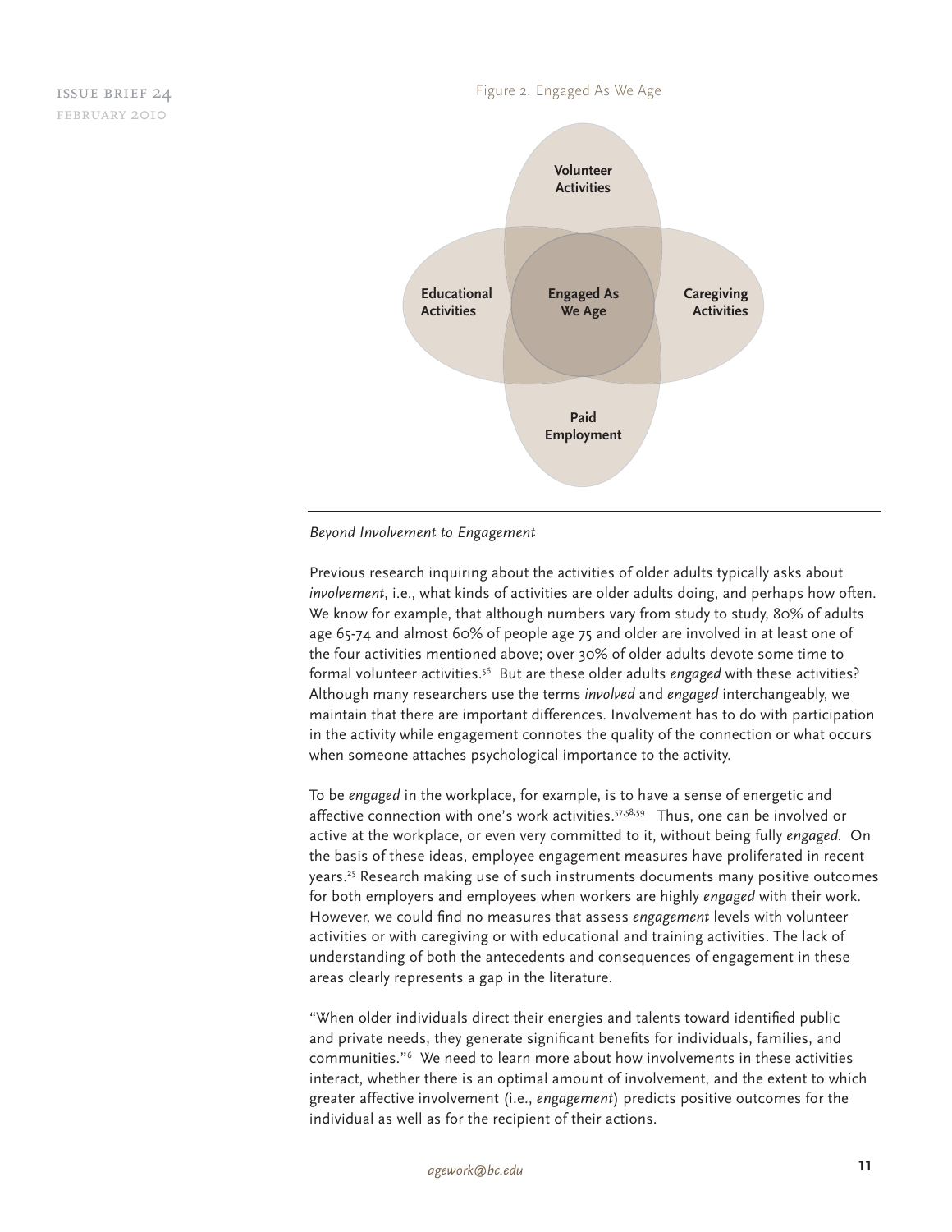Figure 2. Engaged As We Age

Volunteer Activities

Educational Activities

Engaged As We Age

Caregiving Activities

Paid Employment

*Beyond Involvement to Engagement*

Previous research inquiring about the activities of older adults typically asks about *involvement*, i.e., what kinds of activities are older adults doing, and perhaps how often. We know for example, that although numbers vary from study to study, 80% of adults age 65-74 and almost 60% of people age 75 and older are involved in at least one of the four activities mentioned above; over 30% of older adults devote some time to formal volunteer activities.[56] But are these older adults *engaged* with these activities? Although many researchers use the terms *involved* and *engaged* interchangeably, we maintain that there are important differences. Involvement has to do with participation in the activity while engagement connotes the quality of the connection or what occurs when someone attaches psychological importance to the activity.

To be *engaged* in the workplace, for example, is to have a sense of energetic and affective connection with one's work activities.[57,58,59] Thus, one can be involved or active at the workplace, or even very committed to it, without being fully *engaged*. On the basis of these ideas, employee engagement measures have proliferated in recent years.[25] Research making use of such instruments documents many positive outcomes for both employers and employees when workers are highly *engaged* with their work. However, we could find no measures that assess *engagement* levels with volunteer activities or with caregiving or with educational and training activities. The lack of understanding of both the antecedents and consequences of engagement in these areas clearly represents a gap in the literature.

"When older individuals direct their energies and talents toward identified public and private needs, they generate significant benefits for individuals, families, and communities."[6] We need to learn more about how involvements in these activities interact, whether there is an optimal amount of involvement, and the extent to which greater affective involvement (i.e., *engagement*) predicts positive outcomes for the individual as well as for the recipient of their actions.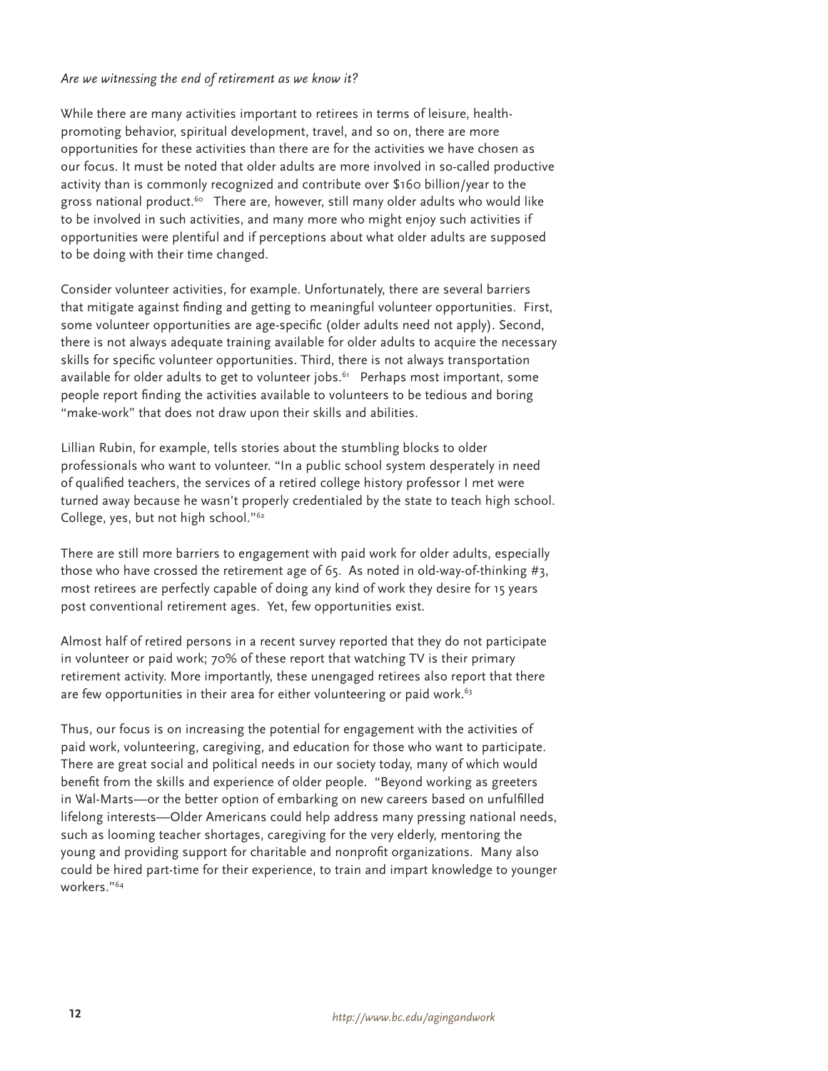*Are we witnessing the end of retirement as we know it?*

While there are many activities important to retirees in terms of leisure, health-promoting behavior, spiritual development, travel, and so on, there are more opportunities for these activities than there are for the activities we have chosen as our focus. It must be noted that older adults are more involved in so-called productive activity than is commonly recognized and contribute over $160 billion/year to the gross national product.[60] There are, however, still many older adults who would like to be involved in such activities, and many more who might enjoy such activities if opportunities were plentiful and if perceptions about what older adults are supposed to be doing with their time changed.

Consider volunteer activities, for example. Unfortunately, there are several barriers that mitigate against finding and getting to meaningful volunteer opportunities. First, some volunteer opportunities are age-specific (older adults need not apply). Second, there is not always adequate training available for older adults to acquire the necessary skills for specific volunteer opportunities. Third, there is not always transportation available for older adults to get to volunteer jobs.[61] Perhaps most important, some people report finding the activities available to volunteers to be tedious and boring "make-work" that does not draw upon their skills and abilities.

Lillian Rubin, for example, tells stories about the stumbling blocks to older professionals who want to volunteer. "In a public school system desperately in need of qualified teachers, the services of a retired college history professor I met were turned away because he wasn't properly credentialed by the state to teach high school. College, yes, but not high school."[62]

There are still more barriers to engagement with paid work for older adults, especially those who have crossed the retirement age of 65. As noted in old-way-of-thinking #3, most retirees are perfectly capable of doing any kind of work they desire for 15 years post conventional retirement ages. Yet, few opportunities exist.

Almost half of retired persons in a recent survey reported that they do not participate in volunteer or paid work; 70% of these report that watching TV is their primary retirement activity. More importantly, these unengaged retirees also report that there are few opportunities in their area for either volunteering or paid work.[63]

Thus, our focus is on increasing the potential for engagement with the activities of paid work, volunteering, caregiving, and education for those who want to participate. There are great social and political needs in our society today, many of which would benefit from the skills and experience of older people. "Beyond working as greeters in Wal-Marts—or the better option of embarking on new careers based on unfulfilled lifelong interests—Older Americans could help address many pressing national needs, such as looming teacher shortages, caregiving for the very elderly, mentoring the young and providing support for charitable and nonprofit organizations. Many also could be hired part-time for their experience, to train and impart knowledge to younger workers."[64]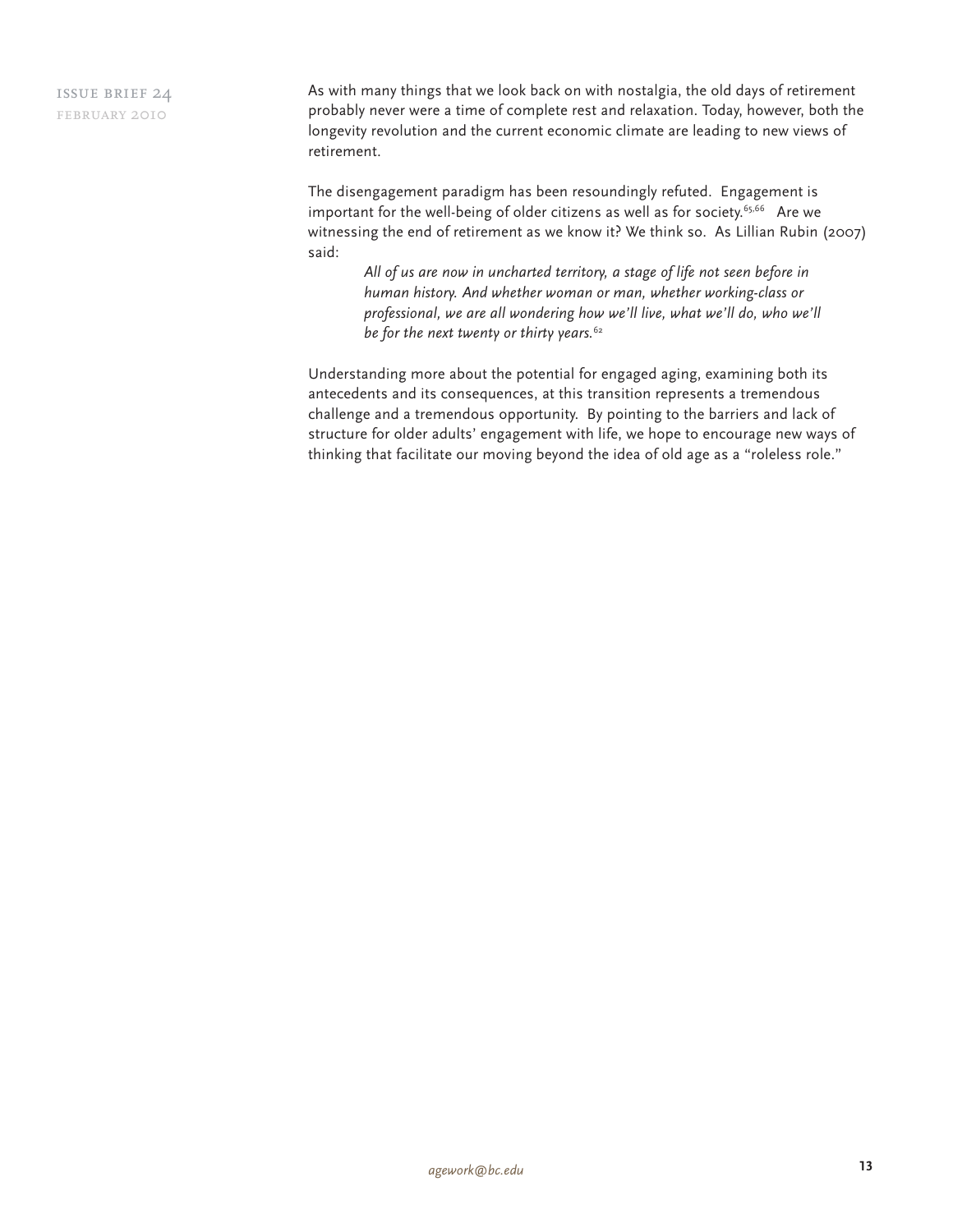As with many things that we look back on with nostalgia, the old days of retirement probably never were a time of complete rest and relaxation. Today, however, both the longevity revolution and the current economic climate are leading to new views of retirement.

The disengagement paradigm has been resoundingly refuted. Engagement is important for the well-being of older citizens as well as for society.[65,66] Are we witnessing the end of retirement as we know it? We think so. As Lillian Rubin (2007) said:

> *All of us are now in uncharted territory, a stage of life not seen before in human history. And whether woman or man, whether working-class or professional, we are all wondering how we'll live, what we'll do, who we'll be for the next twenty or thirty years.*[62]

Understanding more about the potential for engaged aging, examining both its antecedents and its consequences, at this transition represents a tremendous challenge and a tremendous opportunity. By pointing to the barriers and lack of structure for older adults' engagement with life, we hope to encourage new ways of thinking that facilitate our moving beyond the idea of old age as a "roleless role."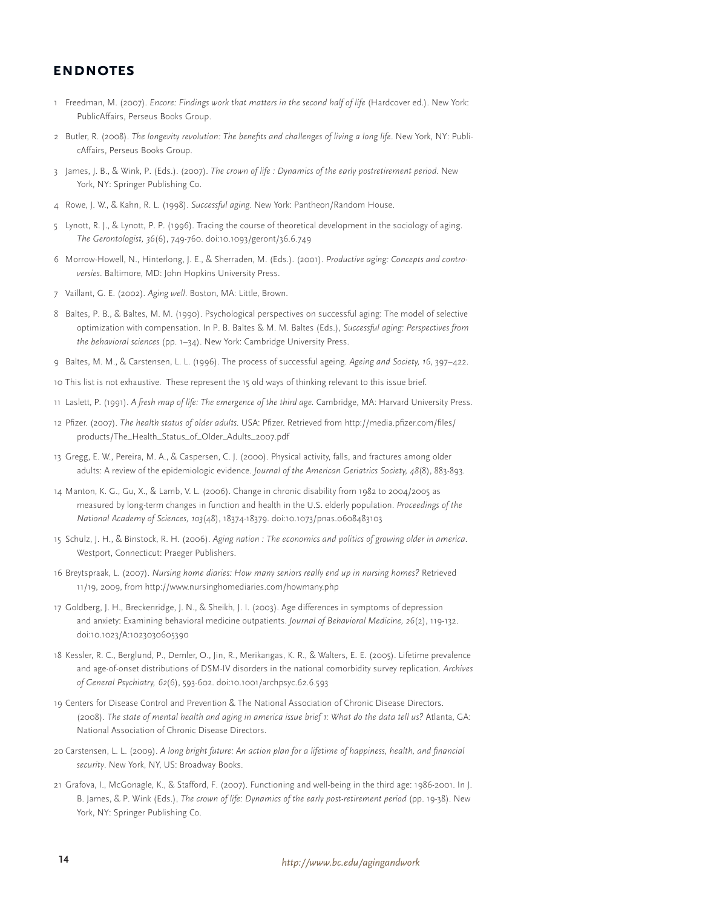## ENDNOTES

1 Freedman, M. (2007). *Encore: Findings work that matters in the second half of life* (Hardcover ed.). New York: PublicAffairs, Perseus Books Group.

2 Butler, R. (2008). *The longevity revolution: The benefits and challenges of living a long life*. New York, NY: PublicAffairs, Perseus Books Group.

3 James, J. B., & Wink, P. (Eds.). (2007). *The crown of life : Dynamics of the early postretirement period*. New York, NY: Springer Publishing Co.

4 Rowe, J. W., & Kahn, R. L. (1998). *Successful aging*. New York: Pantheon/Random House.

5 Lynott, R. J., & Lynott, P. P. (1996). Tracing the course of theoretical development in the sociology of aging. *The Gerontologist, 36*(6), 749-760. doi:10.1093/geront/36.6.749

6 Morrow-Howell, N., Hinterlong, J. E., & Sherraden, M. (Eds.). (2001). *Productive aging: Concepts and controversies*. Baltimore, MD: John Hopkins University Press.

7 Vaillant, G. E. (2002). *Aging well*. Boston, MA: Little, Brown.

8 Baltes, P. B., & Baltes, M. M. (1990). Psychological perspectives on successful aging: The model of selective optimization with compensation. In P. B. Baltes & M. M. Baltes (Eds.), *Successful aging: Perspectives from the behavioral sciences* (pp. 1–34). New York: Cambridge University Press.

9 Baltes, M. M., & Carstensen, L. L. (1996). The process of successful ageing. *Ageing and Society, 16*, 397–422.

10 This list is not exhaustive. These represent the 15 old ways of thinking relevant to this issue brief.

11 Laslett, P. (1991). *A fresh map of life: The emergence of the third age.* Cambridge, MA: Harvard University Press.

12 Pfizer. (2007). *The health status of older adults.* USA: Pfizer. Retrieved from http://media.pfizer.com/files/products/The_Health_Status_of_Older_Adults_2007.pdf

13 Gregg, E. W., Pereira, M. A., & Caspersen, C. J. (2000). Physical activity, falls, and fractures among older adults: A review of the epidemiologic evidence. *Journal of the American Geriatrics Society, 48*(8), 883-893.

14 Manton, K. G., Gu, X., & Lamb, V. L. (2006). Change in chronic disability from 1982 to 2004/2005 as measured by long-term changes in function and health in the U.S. elderly population. *Proceedings of the National Academy of Sciences, 103*(48), 18374-18379. doi:10.1073/pnas.0608483103

15 Schulz, J. H., & Binstock, R. H. (2006). *Aging nation : The economics and politics of growing older in america*. Westport, Connecticut: Praeger Publishers.

16 Breytspraak, L. (2007). *Nursing home diaries: How many seniors really end up in nursing homes?* Retrieved 11/19, 2009, from http://www.nursinghomediaries.com/howmany.php

17 Goldberg, J. H., Breckenridge, J. N., & Sheikh, J. I. (2003). Age differences in symptoms of depression and anxiety: Examining behavioral medicine outpatients. *Journal of Behavioral Medicine, 26*(2), 119-132. doi:10.1023/A:1023030605390

18 Kessler, R. C., Berglund, P., Demler, O., Jin, R., Merikangas, K. R., & Walters, E. E. (2005). Lifetime prevalence and age-of-onset distributions of DSM-IV disorders in the national comorbidity survey replication. *Archives of General Psychiatry, 62*(6), 593-602. doi:10.1001/archpsyc.62.6.593

19 Centers for Disease Control and Prevention & The National Association of Chronic Disease Directors. (2008). *The state of mental health and aging in america issue brief 1: What do the data tell us?* Atlanta, GA: National Association of Chronic Disease Directors.

20 Carstensen, L. L. (2009). *A long bright future: An action plan for a lifetime of happiness, health, and financial security*. New York, NY, US: Broadway Books.

21 Grafova, I., McGonagle, K., & Stafford, F. (2007). Functioning and well-being in the third age: 1986-2001. In J. B. James, & P. Wink (Eds.), *The crown of life: Dynamics of the early post-retirement period* (pp. 19-38). New York, NY: Springer Publishing Co.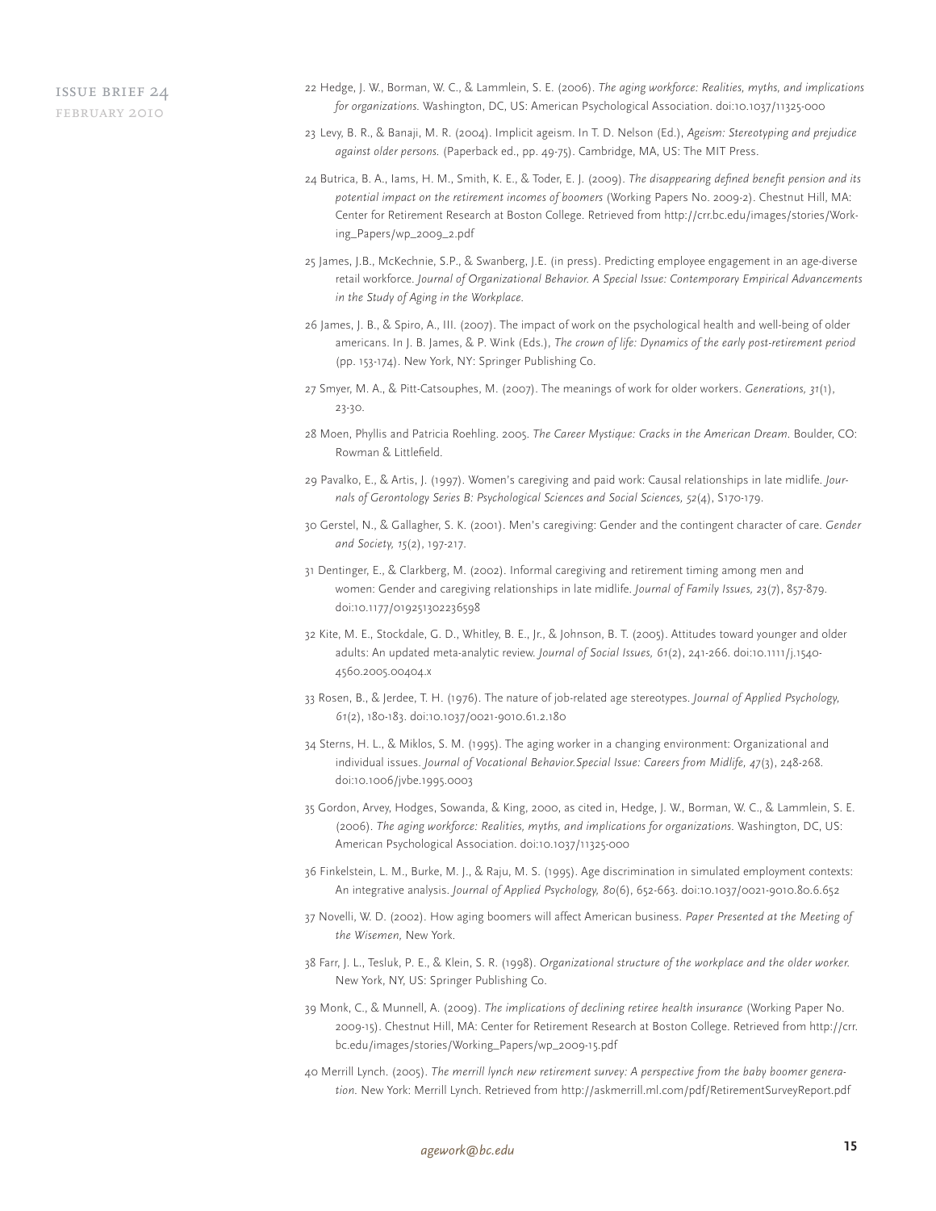22 Hedge, J. W., Borman, W. C., & Lammlein, S. E. (2006). *The aging workforce: Realities, myths, and implications for organizations.* Washington, DC, US: American Psychological Association. doi:10.1037/11325-000

23 Levy, B. R., & Banaji, M. R. (2004). Implicit ageism. In T. D. Nelson (Ed.), *Ageism: Stereotyping and prejudice against older persons.* (Paperback ed., pp. 49-75). Cambridge, MA, US: The MIT Press.

24 Butrica, B. A., Iams, H. M., Smith, K. E., & Toder, E. J. (2009). *The disappearing defined benefit pension and its potential impact on the retirement incomes of boomers* (Working Papers No. 2009-2). Chestnut Hill, MA: Center for Retirement Research at Boston College. Retrieved from http://crr.bc.edu/images/stories/Working_Papers/wp_2009_2.pdf

25 James, J.B., McKechnie, S.P., & Swanberg, J.E. (in press). Predicting employee engagement in an age-diverse retail workforce. *Journal of Organizational Behavior. A Special Issue: Contemporary Empirical Advancements in the Study of Aging in the Workplace.*

26 James, J. B., & Spiro, A., III. (2007). The impact of work on the psychological health and well-being of older americans. In J. B. James, & P. Wink (Eds.), *The crown of life: Dynamics of the early post-retirement period* (pp. 153-174). New York, NY: Springer Publishing Co.

27 Smyer, M. A., & Pitt-Catsouphes, M. (2007). The meanings of work for older workers. *Generations, 31*(1), 23-30.

28 Moen, Phyllis and Patricia Roehling. 2005. *The Career Mystique: Cracks in the American Dream.* Boulder, CO: Rowman & Littlefield.

29 Pavalko, E., & Artis, J. (1997). Women's caregiving and paid work: Causal relationships in late midlife. *Journals of Gerontology Series B: Psychological Sciences and Social Sciences, 52*(4), S170-179.

30 Gerstel, N., & Gallagher, S. K. (2001). Men's caregiving: Gender and the contingent character of care. *Gender and Society, 15*(2), 197-217.

31 Dentinger, E., & Clarkberg, M. (2002). Informal caregiving and retirement timing among men and women: Gender and caregiving relationships in late midlife. *Journal of Family Issues, 23*(7), 857-879. doi:10.1177/019251302236598

32 Kite, M. E., Stockdale, G. D., Whitley, B. E., Jr., & Johnson, B. T. (2005). Attitudes toward younger and older adults: An updated meta-analytic review. *Journal of Social Issues, 61*(2), 241-266. doi:10.1111/j.1540-4560.2005.00404.x

33 Rosen, B., & Jerdee, T. H. (1976). The nature of job-related age stereotypes. *Journal of Applied Psychology, 61*(2), 180-183. doi:10.1037/0021-9010.61.2.180

34 Sterns, H. L., & Miklos, S. M. (1995). The aging worker in a changing environment: Organizational and individual issues. *Journal of Vocational Behavior.Special Issue: Careers from Midlife, 47*(3), 248-268. doi:10.1006/jvbe.1995.0003

35 Gordon, Arvey, Hodges, Sowanda, & King, 2000, as cited in, Hedge, J. W., Borman, W. C., & Lammlein, S. E. (2006). *The aging workforce: Realities, myths, and implications for organizations.* Washington, DC, US: American Psychological Association. doi:10.1037/11325-000

36 Finkelstein, L. M., Burke, M. J., & Raju, M. S. (1995). Age discrimination in simulated employment contexts: An integrative analysis. *Journal of Applied Psychology, 80*(6), 652-663. doi:10.1037/0021-9010.80.6.652

37 Novelli, W. D. (2002). How aging boomers will affect American business. *Paper Presented at the Meeting of the Wisemen,* New York.

38 Farr, J. L., Tesluk, P. E., & Klein, S. R. (1998). *Organizational structure of the workplace and the older worker.* New York, NY, US: Springer Publishing Co.

39 Monk, C., & Munnell, A. (2009). *The implications of declining retiree health insurance* (Working Paper No. 2009-15). Chestnut Hill, MA: Center for Retirement Research at Boston College. Retrieved from http://crr.bc.edu/images/stories/Working_Papers/wp_2009-15.pdf

40 Merrill Lynch. (2005). *The merrill lynch new retirement survey: A perspective from the baby boomer generation.* New York: Merrill Lynch. Retrieved from http://askmerrill.ml.com/pdf/RetirementSurveyReport.pdf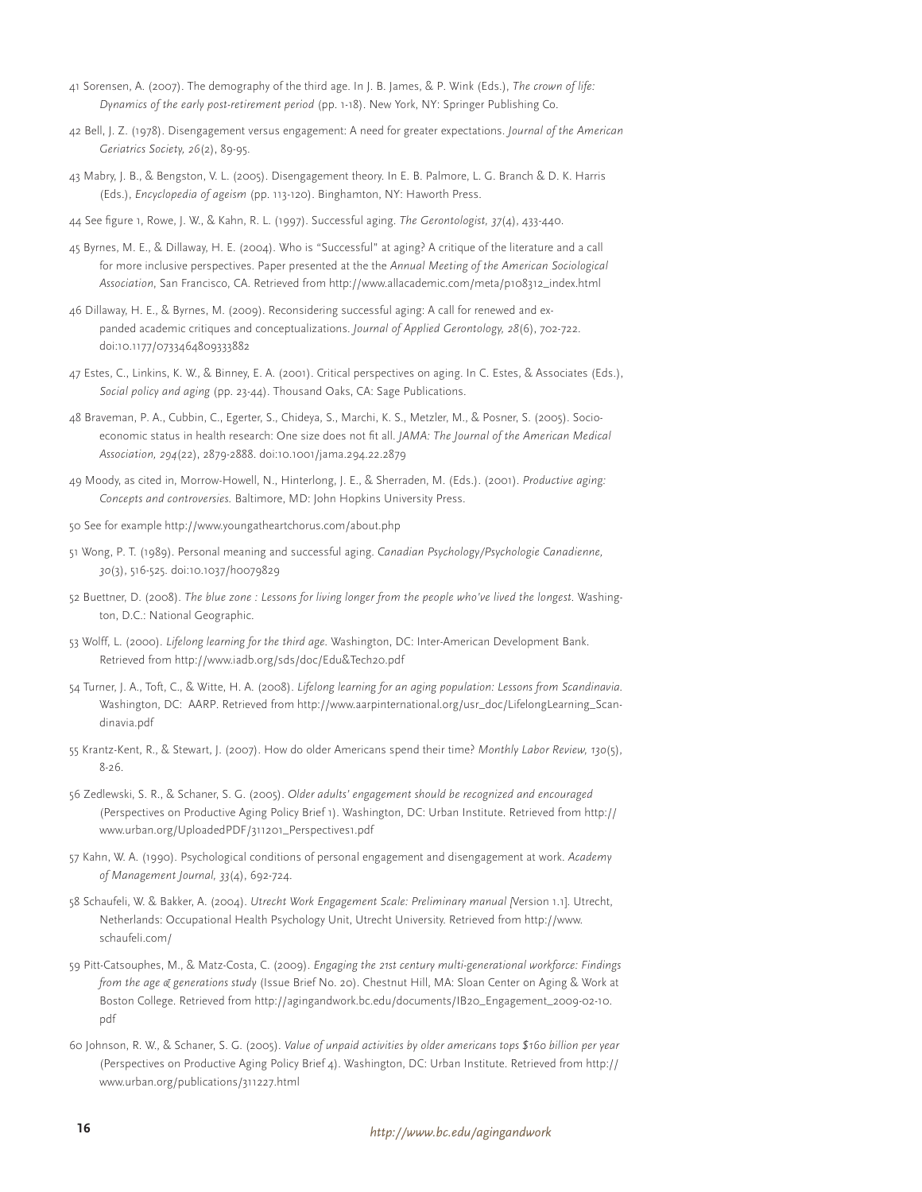41 Sorensen, A. (2007). The demography of the third age. In J. B. James, & P. Wink (Eds.), *The crown of life: Dynamics of the early post-retirement period* (pp. 1-18). New York, NY: Springer Publishing Co.

42 Bell, J. Z. (1978). Disengagement versus engagement: A need for greater expectations. *Journal of the American Geriatrics Society, 26*(2), 89-95.

43 Mabry, J. B., & Bengston, V. L. (2005). Disengagement theory. In E. B. Palmore, L. G. Branch & D. K. Harris (Eds.), *Encyclopedia of ageism* (pp. 113-120). Binghamton, NY: Haworth Press.

44 See figure 1, Rowe, J. W., & Kahn, R. L. (1997). Successful aging. *The Gerontologist, 37*(4), 433-440.

45 Byrnes, M. E., & Dillaway, H. E. (2004). Who is "Successful" at aging? A critique of the literature and a call for more inclusive perspectives. Paper presented at the the *Annual Meeting of the American Sociological Association*, San Francisco, CA. Retrieved from http://www.allacademic.com/meta/p108312_index.html

46 Dillaway, H. E., & Byrnes, M. (2009). Reconsidering successful aging: A call for renewed and expanded academic critiques and conceptualizations. *Journal of Applied Gerontology, 28*(6), 702-722. doi:10.1177/0733464809333882

47 Estes, C., Linkins, K. W., & Binney, E. A. (2001). Critical perspectives on aging. In C. Estes, & Associates (Eds.), *Social policy and aging* (pp. 23-44). Thousand Oaks, CA: Sage Publications.

48 Braveman, P. A., Cubbin, C., Egerter, S., Chideya, S., Marchi, K. S., Metzler, M., & Posner, S. (2005). Socioeconomic status in health research: One size does not fit all. *JAMA: The Journal of the American Medical Association, 294*(22), 2879-2888. doi:10.1001/jama.294.22.2879

49 Moody, as cited in, Morrow-Howell, N., Hinterlong, J. E., & Sherraden, M. (Eds.). (2001). *Productive aging: Concepts and controversies.* Baltimore, MD: John Hopkins University Press.

50 See for example http://www.youngatheartchorus.com/about.php

51 Wong, P. T. (1989). Personal meaning and successful aging. *Canadian Psychology/Psychologie Canadienne, 30*(3), 516-525. doi:10.1037/h0079829

52 Buettner, D. (2008). *The blue zone : Lessons for living longer from the people who've lived the longest.* Washington, D.C.: National Geographic.

53 Wolff, L. (2000). *Lifelong learning for the third age.* Washington, DC: Inter-American Development Bank. Retrieved from http://www.iadb.org/sds/doc/Edu&Tech20.pdf

54 Turner, J. A., Toft, C., & Witte, H. A. (2008). *Lifelong learning for an aging population: Lessons from Scandinavia.* Washington, DC: AARP. Retrieved from http://www.aarpinternational.org/usr_doc/LifelongLearning_Scandinavia.pdf

55 Krantz-Kent, R., & Stewart, J. (2007). How do older Americans spend their time? *Monthly Labor Review, 130*(5), 8-26.

56 Zedlewski, S. R., & Schaner, S. G. (2005). *Older adults' engagement should be recognized and encouraged* (Perspectives on Productive Aging Policy Brief 1). Washington, DC: Urban Institute. Retrieved from http://www.urban.org/UploadedPDF/311201_Perspectives1.pdf

57 Kahn, W. A. (1990). Psychological conditions of personal engagement and disengagement at work. *Academy of Management Journal, 33*(4), 692-724.

58 Schaufeli, W. & Bakker, A. (2004). *Utrecht Work Engagement Scale: Preliminary manual [*Version 1.1]. Utrecht, Netherlands: Occupational Health Psychology Unit, Utrecht University. Retrieved from http://www.schaufeli.com/

59 Pitt-Catsouphes, M., & Matz-Costa, C. (2009). *Engaging the 21st century multi-generational workforce: Findings from the age & generations study* (Issue Brief No. 20). Chestnut Hill, MA: Sloan Center on Aging & Work at Boston College. Retrieved from http://agingandwork.bc.edu/documents/IB20_Engagement_2009-02-10.pdf

60 Johnson, R. W., & Schaner, S. G. (2005). *Value of unpaid activities by older americans tops $160 billion per year* (Perspectives on Productive Aging Policy Brief 4). Washington, DC: Urban Institute. Retrieved from http://www.urban.org/publications/311227.html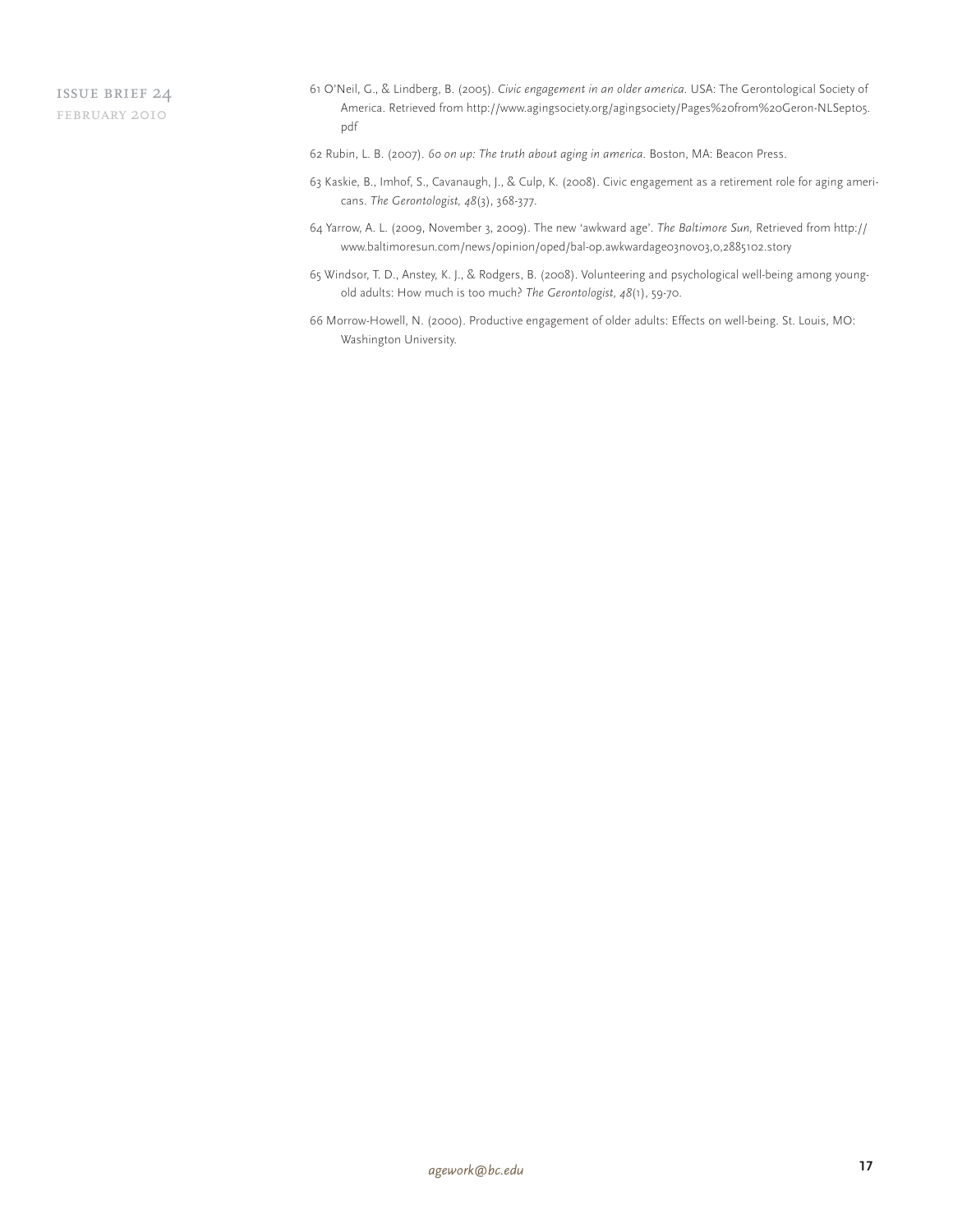61 O'Neil, G., & Lindberg, B. (2005). *Civic engagement in an older america*. USA: The Gerontological Society of America. Retrieved from http://www.agingsociety.org/agingsociety/Pages%20from%20Geron-NLSept05.pdf

62 Rubin, L. B. (2007). *60 on up: The truth about aging in america*. Boston, MA: Beacon Press.

63 Kaskie, B., Imhof, S., Cavanaugh, J., & Culp, K. (2008). Civic engagement as a retirement role for aging americans. *The Gerontologist, 48*(3), 368-377.

64 Yarrow, A. L. (2009, November 3, 2009). The new 'awkward age'. *The Baltimore Sun,* Retrieved from http://www.baltimoresun.com/news/opinion/oped/bal-op.awkwardage03nov03,0,2885102.story

65 Windsor, T. D., Anstey, K. J., & Rodgers, B. (2008). Volunteering and psychological well-being among young-old adults: How much is too much? *The Gerontologist, 48*(1), 59-70.

66 Morrow-Howell, N. (2000). Productive engagement of older adults: Effects on well-being. St. Louis, MO: Washington University.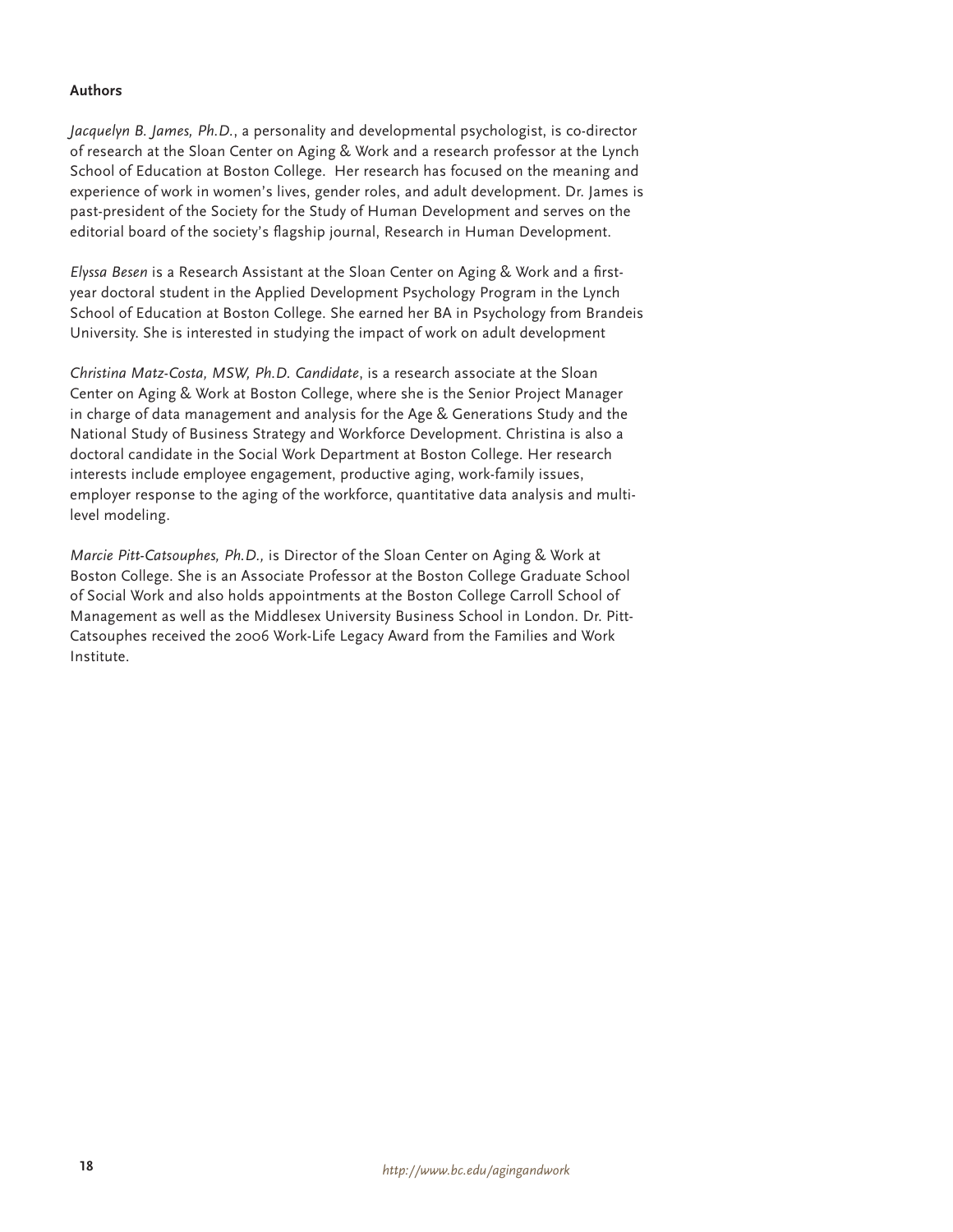## Authors

*Jacquelyn B. James, Ph.D.*, a personality and developmental psychologist, is co-director of research at the Sloan Center on Aging & Work and a research professor at the Lynch School of Education at Boston College. Her research has focused on the meaning and experience of work in women's lives, gender roles, and adult development. Dr. James is past-president of the Society for the Study of Human Development and serves on the editorial board of the society's flagship journal, Research in Human Development.

*Elyssa Besen* is a Research Assistant at the Sloan Center on Aging & Work and a first-year doctoral student in the Applied Development Psychology Program in the Lynch School of Education at Boston College. She earned her BA in Psychology from Brandeis University. She is interested in studying the impact of work on adult development

*Christina Matz-Costa, MSW, Ph.D. Candidate*, is a research associate at the Sloan Center on Aging & Work at Boston College, where she is the Senior Project Manager in charge of data management and analysis for the Age & Generations Study and the National Study of Business Strategy and Workforce Development. Christina is also a doctoral candidate in the Social Work Department at Boston College. Her research interests include employee engagement, productive aging, work-family issues, employer response to the aging of the workforce, quantitative data analysis and multi-level modeling.

*Marcie Pitt-Catsouphes, Ph.D.,* is Director of the Sloan Center on Aging & Work at Boston College. She is an Associate Professor at the Boston College Graduate School of Social Work and also holds appointments at the Boston College Carroll School of Management as well as the Middlesex University Business School in London. Dr. Pitt-Catsouphes received the 2006 Work-Life Legacy Award from the Families and Work Institute.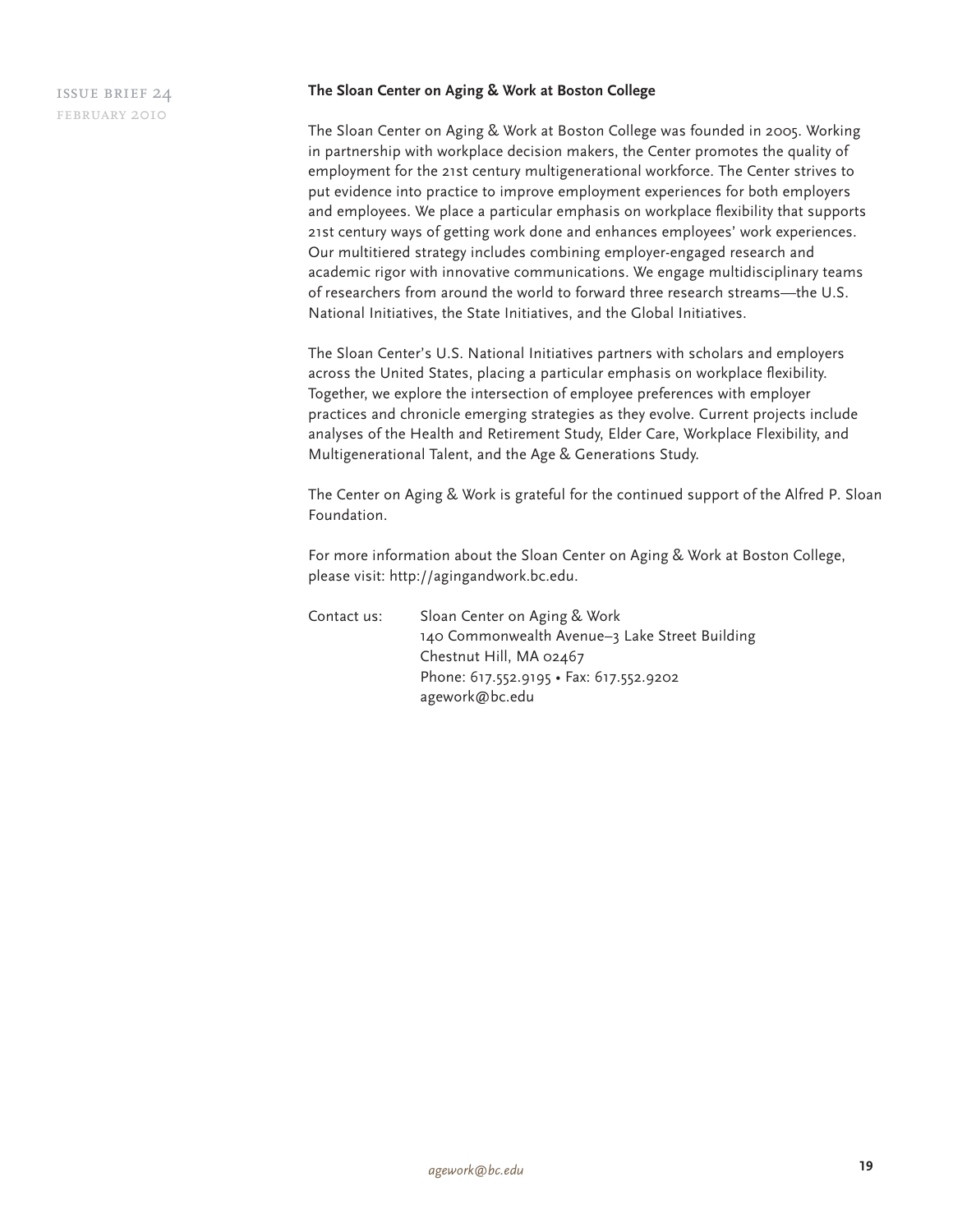**The Sloan Center on Aging & Work at Boston College**

The Sloan Center on Aging & Work at Boston College was founded in 2005. Working in partnership with workplace decision makers, the Center promotes the quality of employment for the 21st century multigenerational workforce. The Center strives to put evidence into practice to improve employment experiences for both employers and employees. We place a particular emphasis on workplace flexibility that supports 21st century ways of getting work done and enhances employees' work experiences. Our multitiered strategy includes combining employer-engaged research and academic rigor with innovative communications. We engage multidisciplinary teams of researchers from around the world to forward three research streams—the U.S. National Initiatives, the State Initiatives, and the Global Initiatives.

The Sloan Center's U.S. National Initiatives partners with scholars and employers across the United States, placing a particular emphasis on workplace flexibility. Together, we explore the intersection of employee preferences with employer practices and chronicle emerging strategies as they evolve. Current projects include analyses of the Health and Retirement Study, Elder Care, Workplace Flexibility, and Multigenerational Talent, and the Age & Generations Study.

The Center on Aging & Work is grateful for the continued support of the Alfred P. Sloan Foundation.

For more information about the Sloan Center on Aging & Work at Boston College, please visit: http://agingandwork.bc.edu.

Contact us: Sloan Center on Aging & Work
140 Commonwealth Avenue–3 Lake Street Building
Chestnut Hill, MA 02467
Phone: 617.552.9195 • Fax: 617.552.9202
agework@bc.edu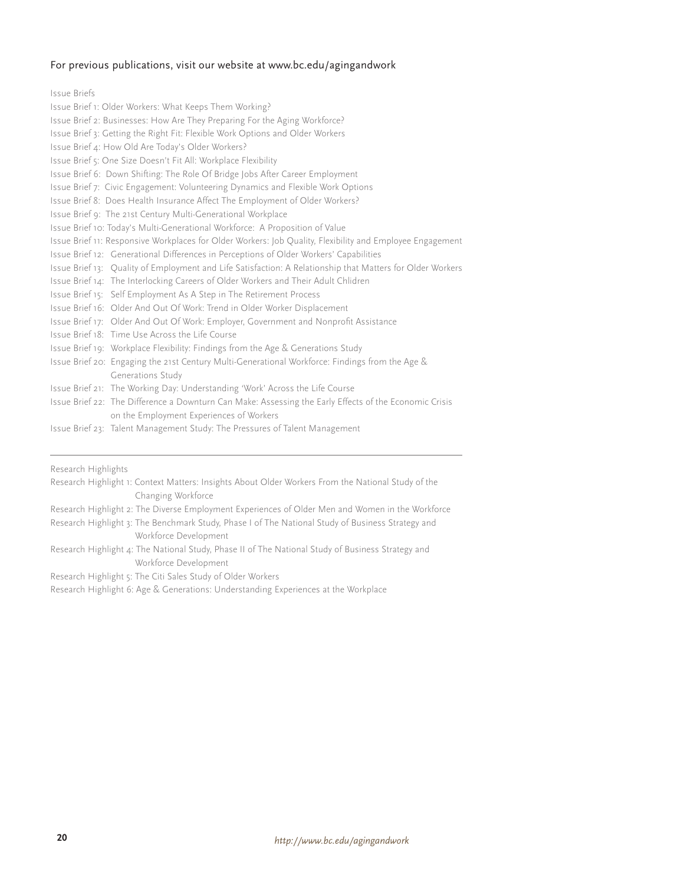For previous publications, visit our website at www.bc.edu/agingandwork

Issue Briefs

Issue Brief 1: Older Workers: What Keeps Them Working?

Issue Brief 2: Businesses: How Are They Preparing For the Aging Workforce?

Issue Brief 3: Getting the Right Fit: Flexible Work Options and Older Workers

Issue Brief 4: How Old Are Today's Older Workers?

Issue Brief 5: One Size Doesn't Fit All: Workplace Flexibility

Issue Brief 6: Down Shifting: The Role Of Bridge Jobs After Career Employment

Issue Brief 7: Civic Engagement: Volunteering Dynamics and Flexible Work Options

Issue Brief 8: Does Health Insurance Affect The Employment of Older Workers?

Issue Brief 9: The 21st Century Multi-Generational Workplace

Issue Brief 10: Today's Multi-Generational Workforce: A Proposition of Value

Issue Brief 11: Responsive Workplaces for Older Workers: Job Quality, Flexibility and Employee Engagement

Issue Brief 12: Generational Differences in Perceptions of Older Workers' Capabilities

Issue Brief 13: Quality of Employment and Life Satisfaction: A Relationship that Matters for Older Workers

Issue Brief 14: The Interlocking Careers of Older Workers and Their Adult Chlidren

Issue Brief 15: Self Employment As A Step in The Retirement Process

Issue Brief 16: Older And Out Of Work: Trend in Older Worker Displacement

Issue Brief 17: Older And Out Of Work: Employer, Government and Nonprofit Assistance

Issue Brief 18: Time Use Across the Life Course

Issue Brief 19: Workplace Flexibility: Findings from the Age & Generations Study

Issue Brief 20: Engaging the 21st Century Multi-Generational Workforce: Findings from the Age & Generations Study

Issue Brief 21: The Working Day: Understanding 'Work' Across the Life Course

Issue Brief 22: The Difference a Downturn Can Make: Assessing the Early Effects of the Economic Crisis on the Employment Experiences of Workers

Issue Brief 23: Talent Management Study: The Pressures of Talent Management

---

Research Highlights

Research Highlight 1: Context Matters: Insights About Older Workers From the National Study of the Changing Workforce

Research Highlight 2: The Diverse Employment Experiences of Older Men and Women in the Workforce

Research Highlight 3: The Benchmark Study, Phase I of The National Study of Business Strategy and Workforce Development

Research Highlight 4: The National Study, Phase II of The National Study of Business Strategy and Workforce Development

Research Highlight 5: The Citi Sales Study of Older Workers

Research Highlight 6: Age & Generations: Understanding Experiences at the Workplace